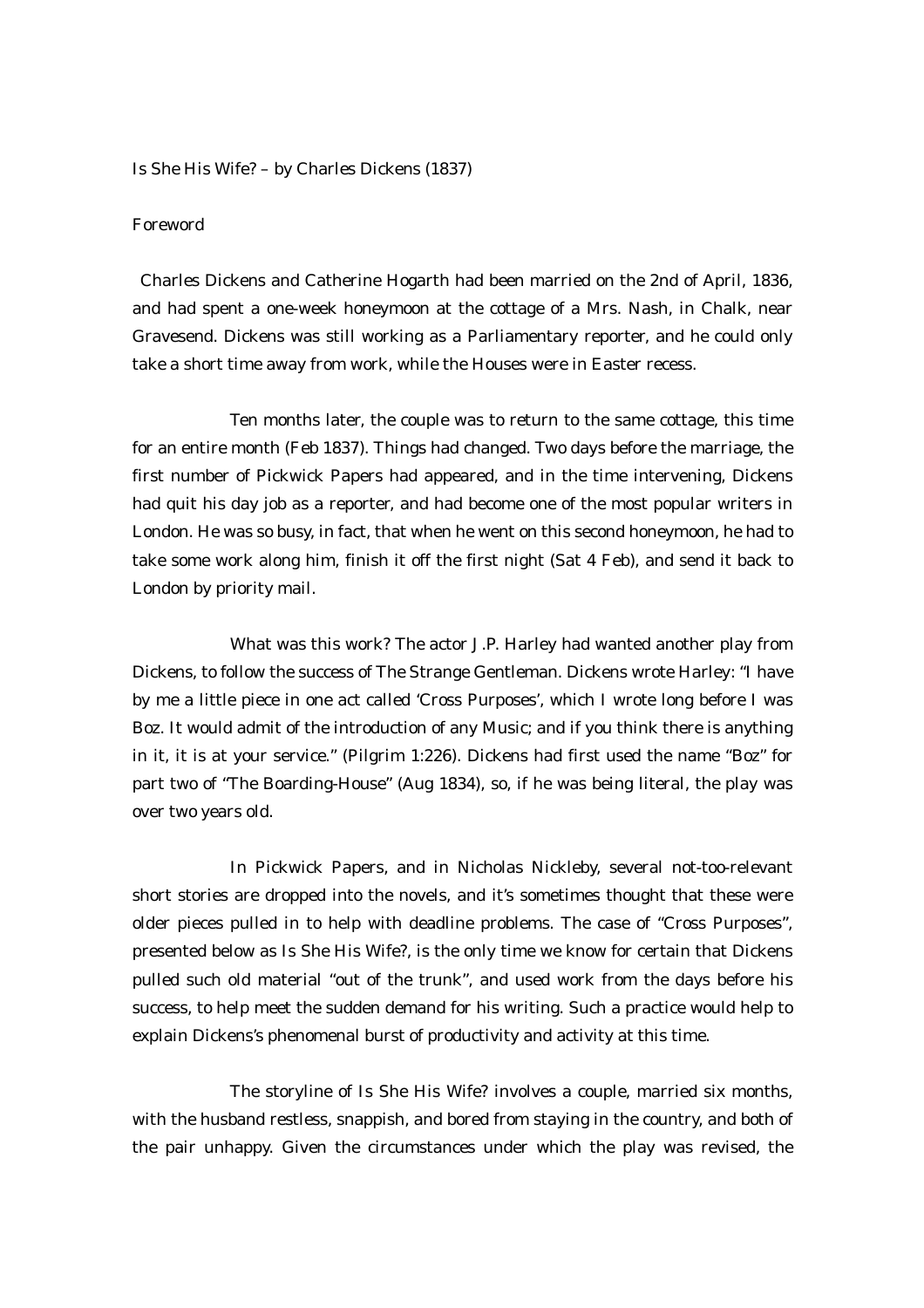# Is She His Wife? – by Charles Dickens (1837)

## Foreword

Charles Dickens and Catherine Hogarth had been married on the 2nd of April, 1836, and had spent a one-week honeymoon at the cottage of a Mrs. Nash, in Chalk, near Gravesend. Dickens was still working as a Parliamentary reporter, and he could only take a short time away from work, while the Houses were in Easter recess.

Ten months later, the couple was to return to the same cottage, this time for an entire month (Feb 1837). Things had changed. Two days before the marriage, the first number of Pickwick Papers had appeared, and in the time intervening, Dickens had quit his day job as a reporter, and had become one of the most popular writers in London. He was so busy, in fact, that when he went on this second honeymoon, he had to take some work along him, finish it off the first night (Sat 4 Feb), and send it back to London by priority mail.

What was this work? The actor J.P. Harley had wanted another play from Dickens, to follow the success of The Strange Gentleman. Dickens wrote Harley: "I have by me a little piece in one act called 'Cross Purposes', which I wrote long before I was Boz. It would admit of the introduction of any Music; and if you think there is anything in it, it is at your service." (Pilgrim 1:226). Dickens had first used the name "Boz" for part two of "The Boarding-House" (Aug 1834), so, if he was being literal, the play was over two years old.

In Pickwick Papers, and in Nicholas Nickleby, several not-too-relevant short stories are dropped into the novels, and it's sometimes thought that these were older pieces pulled in to help with deadline problems. The case of "Cross Purposes", presented below as Is She His Wife?, is the only time we know for certain that Dickens pulled such old material "out of the trunk", and used work from the days before his success, to help meet the sudden demand for his writing. Such a practice would help to explain Dickens's phenomenal burst of productivity and activity at this time.

The storyline of Is She His Wife? involves a couple, married six months, with the husband restless, snappish, and bored from staying in the country, and both of the pair unhappy. Given the circumstances under which the play was revised, the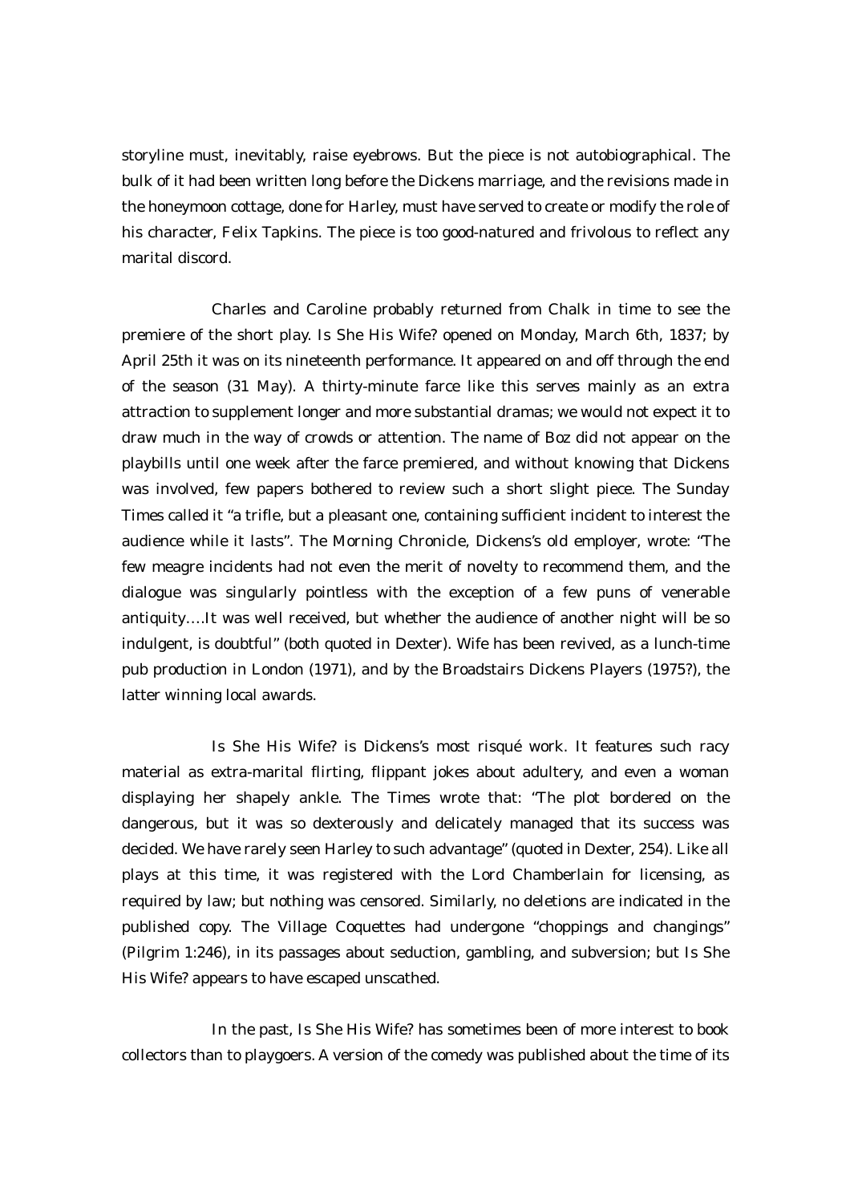storyline must, inevitably, raise eyebrows. But the piece is not autobiographical. The bulk of it had been written long before the Dickens marriage, and the revisions made in the honeymoon cottage, done for Harley, must have served to create or modify the role of his character, Felix Tapkins. The piece is too good-natured and frivolous to reflect any marital discord.

Charles and Caroline probably returned from Chalk in time to see the premiere of the short play. Is She His Wife? opened on Monday, March 6th, 1837; by April 25th it was on its nineteenth performance. It appeared on and off through the end of the season (31 May). A thirty-minute farce like this serves mainly as an extra attraction to supplement longer and more substantial dramas; we would not expect it to draw much in the way of crowds or attention. The name of Boz did not appear on the playbills until one week after the farce premiered, and without knowing that Dickens was involved, few papers bothered to review such a short slight piece. The Sunday Times called it "a trifle, but a pleasant one, containing sufficient incident to interest the audience while it lasts". The Morning Chronicle, Dickens's old employer, wrote: "The few meagre incidents had not even the merit of novelty to recommend them, and the dialogue was singularly pointless with the exception of a few puns of venerable antiquity….It was well received, but whether the audience of another night will be so indulgent, is doubtful" (both quoted in Dexter). Wife has been revived, as a lunch-time pub production in London (1971), and by the Broadstairs Dickens Players (1975?), the latter winning local awards.

Is She His Wife? is Dickens's most risqué work. It features such racy material as extra-marital flirting, flippant jokes about adultery, and even a woman displaying her shapely ankle. The Times wrote that: "The plot bordered on the dangerous, but it was so dexterously and delicately managed that its success was decided. We have rarely seen Harley to such advantage" (quoted in Dexter, 254). Like all plays at this time, it was registered with the Lord Chamberlain for licensing, as required by law; but nothing was censored. Similarly, no deletions are indicated in the published copy. The Village Coquettes had undergone "choppings and changings" (Pilgrim 1:246), in its passages about seduction, gambling, and subversion; but Is She His Wife? appears to have escaped unscathed.

In the past, Is She His Wife? has sometimes been of more interest to book collectors than to playgoers. A version of the comedy was published about the time of its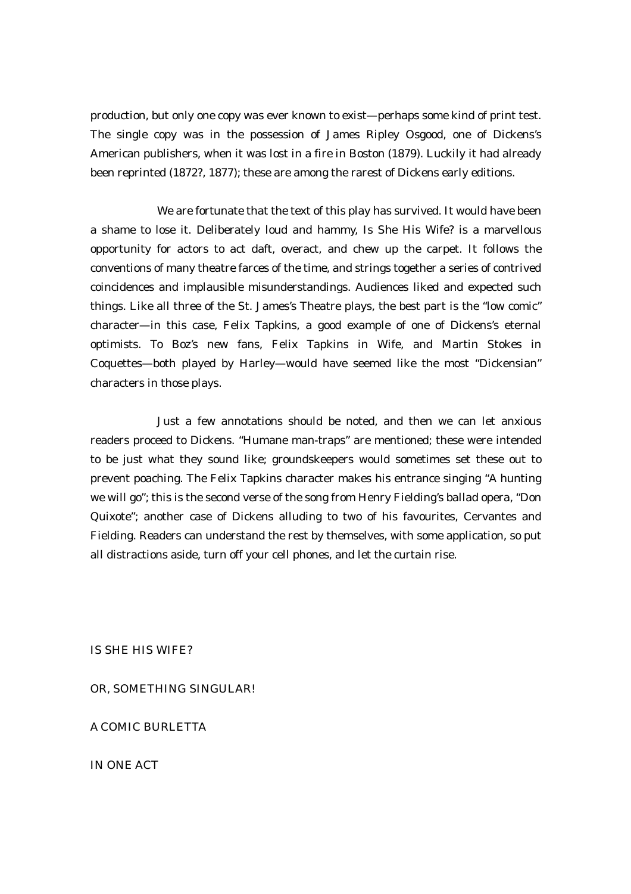production, but only one copy was ever known to exist—perhaps some kind of print test. The single copy was in the possession of James Ripley Osgood, one of Dickens's American publishers, when it was lost in a fire in Boston (1879). Luckily it had already been reprinted (1872?, 1877); these are among the rarest of Dickens early editions.

We are fortunate that the text of this play has survived. It would have been a shame to lose it. Deliberately loud and hammy, Is She His Wife? is a marvellous opportunity for actors to act daft, overact, and chew up the carpet. It follows the conventions of many theatre farces of the time, and strings together a series of contrived coincidences and implausible misunderstandings. Audiences liked and expected such things. Like all three of the St. James's Theatre plays, the best part is the "low comic" character—in this case, Felix Tapkins, a good example of one of Dickens's eternal optimists. To Boz's new fans, Felix Tapkins in Wife, and Martin Stokes in Coquettes—both played by Harley—would have seemed like the most "Dickensian" characters in those plays.

Just a few annotations should be noted, and then we can let anxious readers proceed to Dickens. "Humane man-traps" are mentioned; these were intended to be just what they sound like; groundskeepers would sometimes set these out to prevent poaching. The Felix Tapkins character makes his entrance singing "A hunting we will go"; this is the second verse of the song from Henry Fielding's ballad opera, "Don Quixote"; another case of Dickens alluding to two of his favourites, Cervantes and Fielding. Readers can understand the rest by themselves, with some application, so put all distractions aside, turn off your cell phones, and let the curtain rise.

# IS SHE HIS WIFE?

## OR, SOMETHING SINGULAR!

A COMIC BURLETTA

IN ONE ACT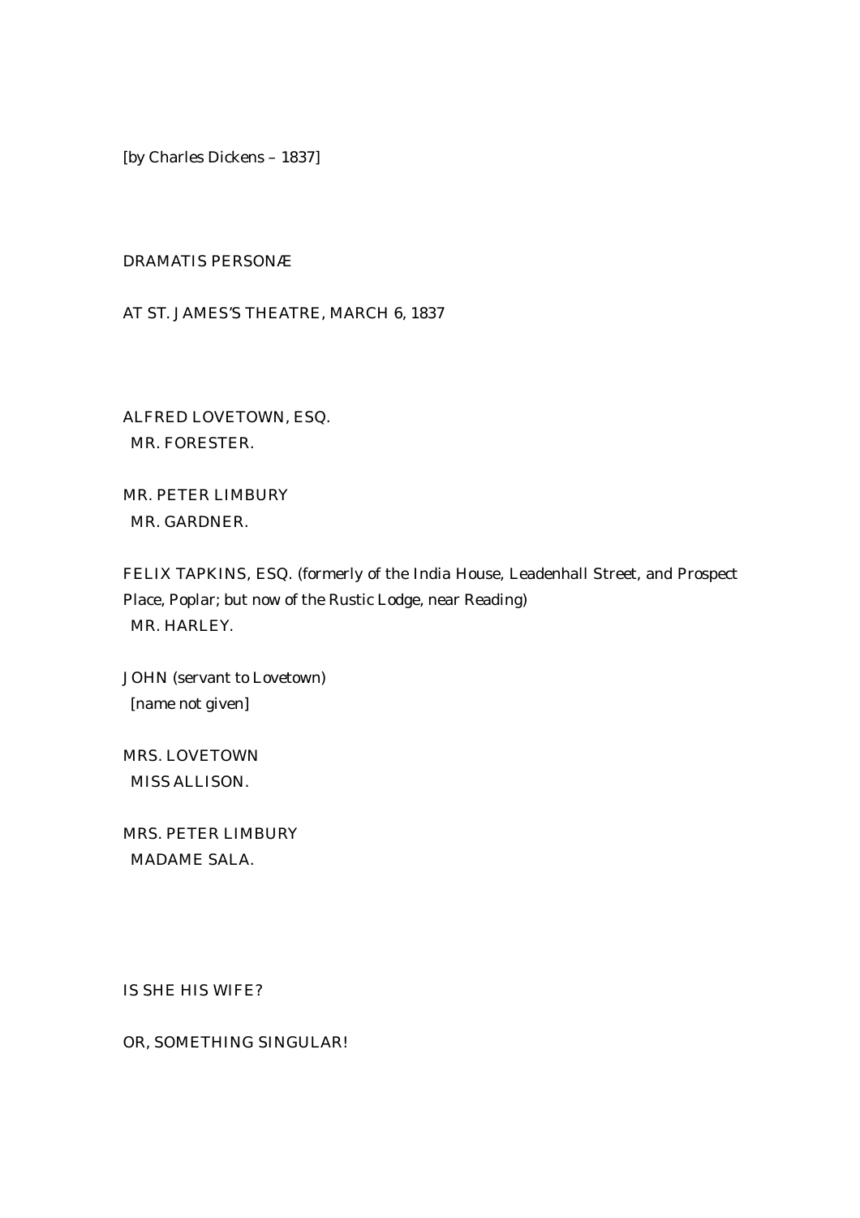[by Charles Dickens – 1837]

## DRAMATIS PERSONÆ

AT ST. JAMES'S THEATRE, MARCH 6, 1837

ALFRED LOVETOWN, ESQ.
  MR. FORESTER.

MR. PETER LIMBURY
  MR. GARDNER.

FELIX TAPKINS, ESQ. (formerly of the India House, Leadenhall Street, and Prospect Place, Poplar; but now of the Rustic Lodge, near Reading)
  MR. HARLEY.

JOHN (servant to Lovetown)
  [name not given]

MRS. LOVETOWN
  MISS ALLISON.

MRS. PETER LIMBURY
  MADAME SALA.

# IS SHE HIS WIFE?

## OR, SOMETHING SINGULAR!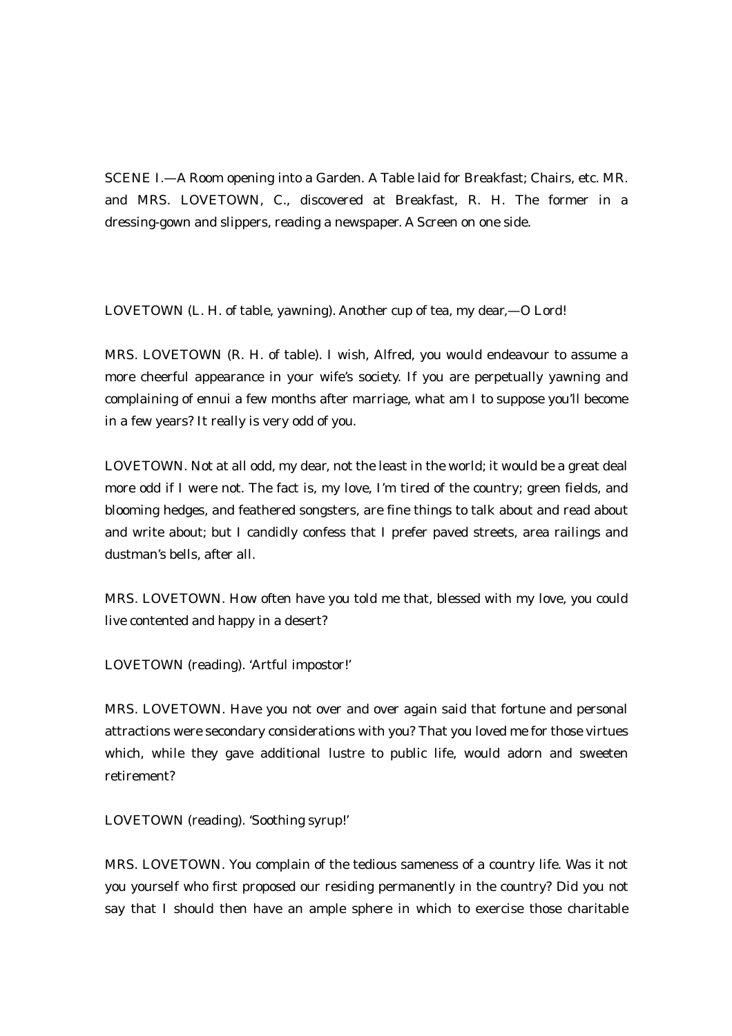SCENE I.—A Room opening into a Garden. A Table laid for Breakfast; Chairs, etc. MR. and MRS. LOVETOWN, C., discovered at Breakfast, R. H. The former in a dressing-gown and slippers, reading a newspaper. A Screen on one side.

LOVETOWN (L. H. of table, yawning). Another cup of tea, my dear,—O Lord!

MRS. LOVETOWN (R. H. of table). I wish, Alfred, you would endeavour to assume a more cheerful appearance in your wife's society. If you are perpetually yawning and complaining of ennui a few months after marriage, what am I to suppose you'll become in a few years? It really is very odd of you.

LOVETOWN. Not at all odd, my dear, not the least in the world; it would be a great deal more odd if I were not. The fact is, my love, I'm tired of the country; green fields, and blooming hedges, and feathered songsters, are fine things to talk about and read about and write about; but I candidly confess that I prefer paved streets, area railings and dustman's bells, after all.

MRS. LOVETOWN. How often have you told me that, blessed with my love, you could live contented and happy in a desert?

LOVETOWN (reading). 'Artful impostor!'

MRS. LOVETOWN. Have you not over and over again said that fortune and personal attractions were secondary considerations with you? That you loved me for those virtues which, while they gave additional lustre to public life, would adorn and sweeten retirement?

LOVETOWN (reading). 'Soothing syrup!'

MRS. LOVETOWN. You complain of the tedious sameness of a country life. Was it not you yourself who first proposed our residing permanently in the country? Did you not say that I should then have an ample sphere in which to exercise those charitable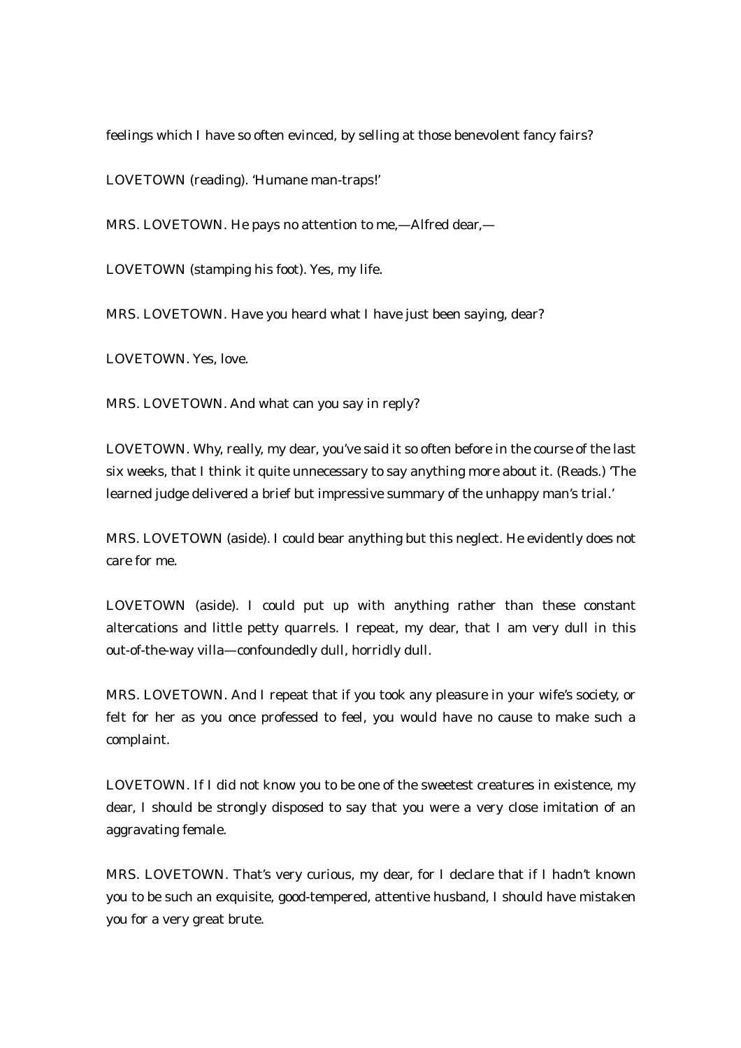feelings which I have so often evinced, by selling at those benevolent fancy fairs?

LOVETOWN (reading). 'Humane man-traps!'

MRS. LOVETOWN. He pays no attention to me,—Alfred dear,—

LOVETOWN (stamping his foot). Yes, my life.

MRS. LOVETOWN. Have you heard what I have just been saying, dear?

LOVETOWN. Yes, love.

MRS. LOVETOWN. And what can you say in reply?

LOVETOWN. Why, really, my dear, you've said it so often before in the course of the last six weeks, that I think it quite unnecessary to say anything more about it. (Reads.) 'The learned judge delivered a brief but impressive summary of the unhappy man's trial.'

MRS. LOVETOWN (aside). I could bear anything but this neglect. He evidently does not care for me.

LOVETOWN (aside). I could put up with anything rather than these constant altercations and little petty quarrels. I repeat, my dear, that I am very dull in this out-of-the-way villa—confoundedly dull, horridly dull.

MRS. LOVETOWN. And I repeat that if you took any pleasure in your wife's society, or felt for her as you once professed to feel, you would have no cause to make such a complaint.

LOVETOWN. If I did not know you to be one of the sweetest creatures in existence, my dear, I should be strongly disposed to say that you were a very close imitation of an aggravating female.

MRS. LOVETOWN. That's very curious, my dear, for I declare that if I hadn't known you to be such an exquisite, good-tempered, attentive husband, I should have mistaken you for a very great brute.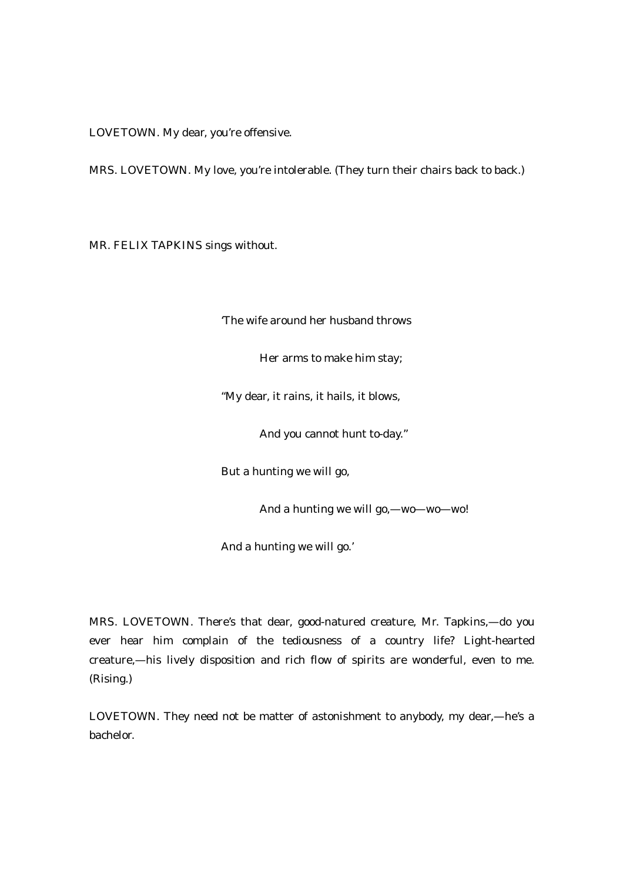LOVETOWN. My dear, you're offensive.

MRS. LOVETOWN. My love, you're intolerable. (They turn their chairs back to back.)

MR. FELIX TAPKINS sings without.

> 'The wife around her husband throws
>
> Her arms to make him stay;
>
> "My dear, it rains, it hails, it blows,
>
> And you cannot hunt to-day."
>
> But a hunting we will go,
>
> And a hunting we will go,—wo—wo—wo!
>
> And a hunting we will go.'

MRS. LOVETOWN. There's that dear, good-natured creature, Mr. Tapkins,—do you ever hear him complain of the tediousness of a country life? Light-hearted creature,—his lively disposition and rich flow of spirits are wonderful, even to me. (Rising.)

LOVETOWN. They need not be matter of astonishment to anybody, my dear,—he's a bachelor.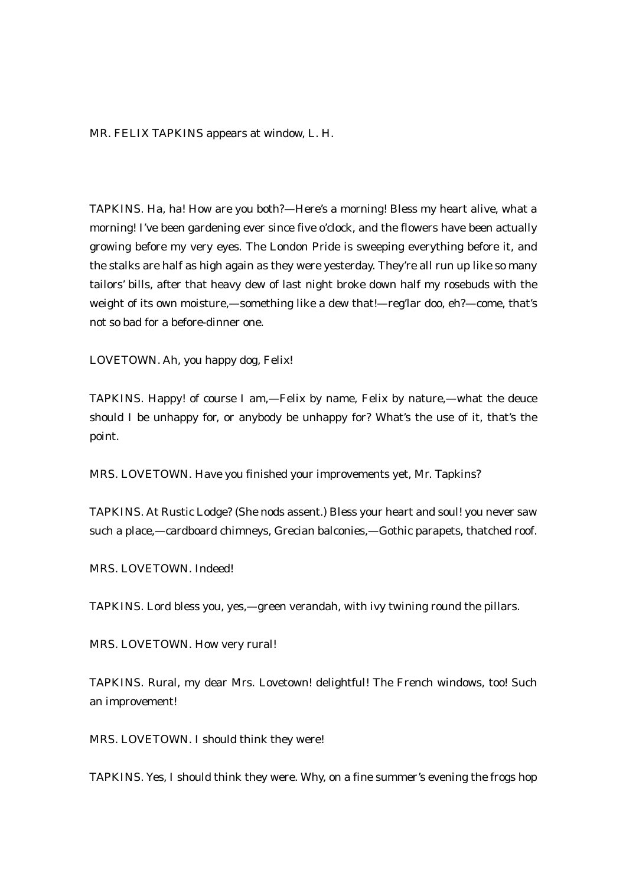MR. FELIX TAPKINS appears at window, L. H.

TAPKINS. Ha, ha! How are you both?—Here's a morning! Bless my heart alive, what a morning! I've been gardening ever since five o'clock, and the flowers have been actually growing before my very eyes. The London Pride is sweeping everything before it, and the stalks are half as high again as they were yesterday. They're all run up like so many tailors' bills, after that heavy dew of last night broke down half my rosebuds with the weight of its own moisture,—something like a dew that!—reg'lar doo, eh?—come, that's not so bad for a before-dinner one.

LOVETOWN. Ah, you happy dog, Felix!

TAPKINS. Happy! of course I am,—Felix by name, Felix by nature,—what the deuce should I be unhappy for, or anybody be unhappy for? What's the use of it, that's the point.

MRS. LOVETOWN. Have you finished your improvements yet, Mr. Tapkins?

TAPKINS. At Rustic Lodge? (She nods assent.) Bless your heart and soul! you never saw such a place,—cardboard chimneys, Grecian balconies,—Gothic parapets, thatched roof.

MRS. LOVETOWN. Indeed!

TAPKINS. Lord bless you, yes,—green verandah, with ivy twining round the pillars.

MRS. LOVETOWN. How very rural!

TAPKINS. Rural, my dear Mrs. Lovetown! delightful! The French windows, too! Such an improvement!

MRS. LOVETOWN. I should think they were!

TAPKINS. Yes, I should think they were. Why, on a fine summer's evening the frogs hop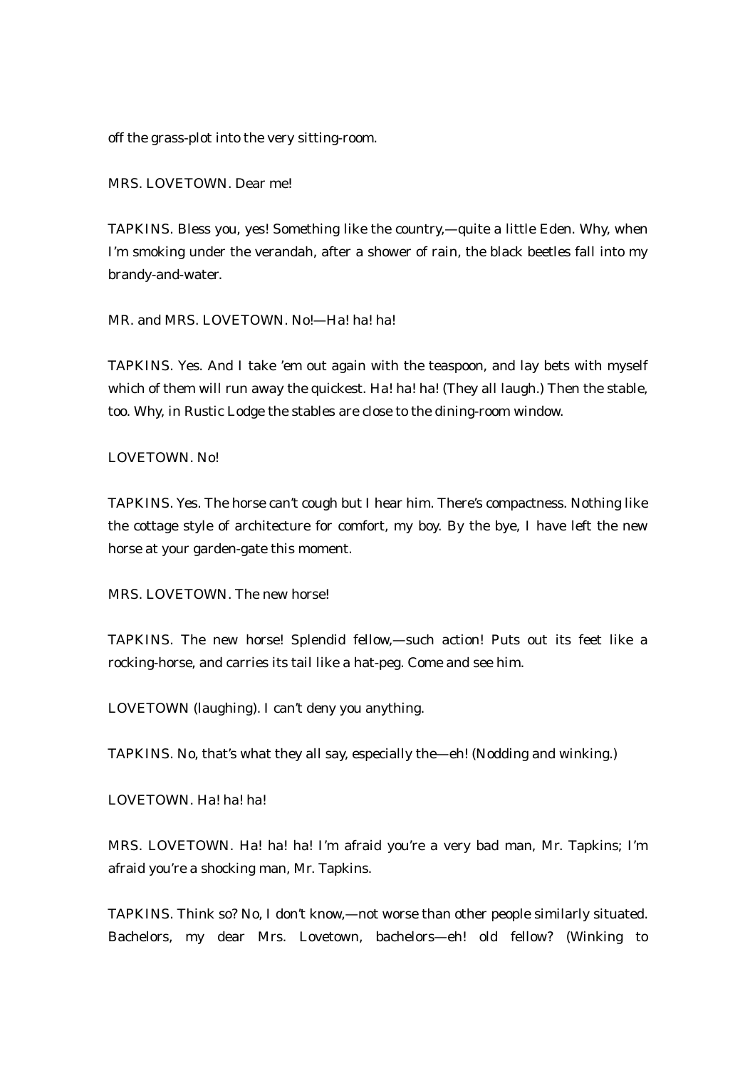off the grass-plot into the very sitting-room.

MRS. LOVETOWN. Dear me!

TAPKINS. Bless you, yes! Something like the country,—quite a little Eden. Why, when I'm smoking under the verandah, after a shower of rain, the black beetles fall into my brandy-and-water.

MR. and MRS. LOVETOWN. No!—Ha! ha! ha!

TAPKINS. Yes. And I take 'em out again with the teaspoon, and lay bets with myself which of them will run away the quickest. Ha! ha! ha! (They all laugh.) Then the stable, too. Why, in Rustic Lodge the stables are close to the dining-room window.

LOVETOWN. No!

TAPKINS. Yes. The horse can't cough but I hear him. There's compactness. Nothing like the cottage style of architecture for comfort, my boy. By the bye, I have left the new horse at your garden-gate this moment.

MRS. LOVETOWN. The new horse!

TAPKINS. The new horse! Splendid fellow,—such action! Puts out its feet like a rocking-horse, and carries its tail like a hat-peg. Come and see him.

LOVETOWN (laughing). I can't deny you anything.

TAPKINS. No, that's what they all say, especially the—eh! (Nodding and winking.)

LOVETOWN. Ha! ha! ha!

MRS. LOVETOWN. Ha! ha! ha! I'm afraid you're a very bad man, Mr. Tapkins; I'm afraid you're a shocking man, Mr. Tapkins.

TAPKINS. Think so? No, I don't know,—not worse than other people similarly situated. Bachelors, my dear Mrs. Lovetown, bachelors—eh! old fellow? (Winking to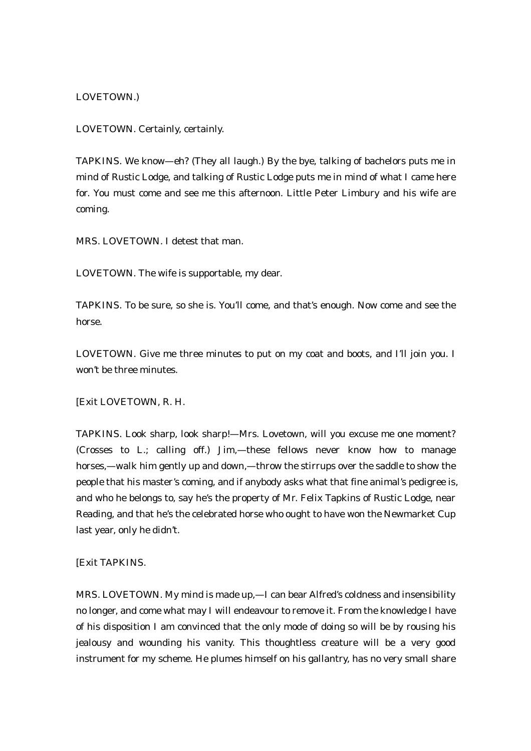LOVETOWN.)

LOVETOWN. Certainly, certainly.

TAPKINS. We know—eh? (They all laugh.) By the bye, talking of bachelors puts me in mind of Rustic Lodge, and talking of Rustic Lodge puts me in mind of what I came here for. You must come and see me this afternoon. Little Peter Limbury and his wife are coming.

MRS. LOVETOWN. I detest that man.

LOVETOWN. The wife is supportable, my dear.

TAPKINS. To be sure, so she is. You'll come, and that's enough. Now come and see the horse.

LOVETOWN. Give me three minutes to put on my coat and boots, and I'll join you. I won't be three minutes.

[Exit LOVETOWN, R. H.

TAPKINS. Look sharp, look sharp!—Mrs. Lovetown, will you excuse me one moment? (Crosses to L.; calling off.) Jim,—these fellows never know how to manage horses,—walk him gently up and down,—throw the stirrups over the saddle to show the people that his master's coming, and if anybody asks what that fine animal's pedigree is, and who he belongs to, say he's the property of Mr. Felix Tapkins of Rustic Lodge, near Reading, and that he's the celebrated horse who ought to have won the Newmarket Cup last year, only he didn't.

[Exit TAPKINS.

MRS. LOVETOWN. My mind is made up,—I can bear Alfred's coldness and insensibility no longer, and come what may I will endeavour to remove it. From the knowledge I have of his disposition I am convinced that the only mode of doing so will be by rousing his jealousy and wounding his vanity. This thoughtless creature will be a very good instrument for my scheme. He plumes himself on his gallantry, has no very small share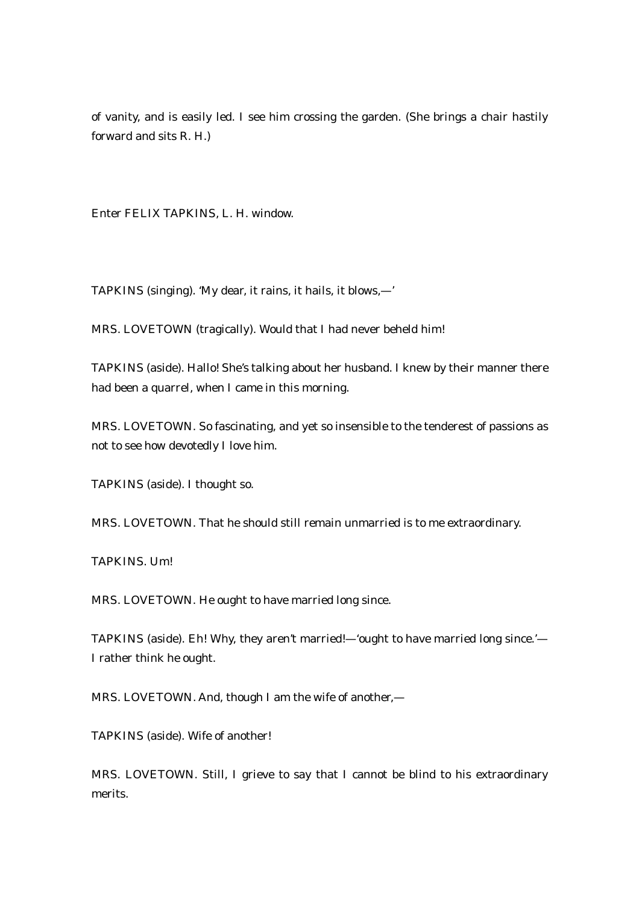of vanity, and is easily led. I see him crossing the garden. (She brings a chair hastily forward and sits R. H.)

Enter FELIX TAPKINS, L. H. window.

TAPKINS (singing). 'My dear, it rains, it hails, it blows,—'

MRS. LOVETOWN (tragically). Would that I had never beheld him!

TAPKINS (aside). Hallo! She's talking about her husband. I knew by their manner there had been a quarrel, when I came in this morning.

MRS. LOVETOWN. So fascinating, and yet so insensible to the tenderest of passions as not to see how devotedly I love him.

TAPKINS (aside). I thought so.

MRS. LOVETOWN. That he should still remain unmarried is to me extraordinary.

TAPKINS. Um!

MRS. LOVETOWN. He ought to have married long since.

TAPKINS (aside). Eh! Why, they aren't married!—'ought to have married long since.'—I rather think he ought.

MRS. LOVETOWN. And, though I am the wife of another,—

TAPKINS (aside). Wife of another!

MRS. LOVETOWN. Still, I grieve to say that I cannot be blind to his extraordinary merits.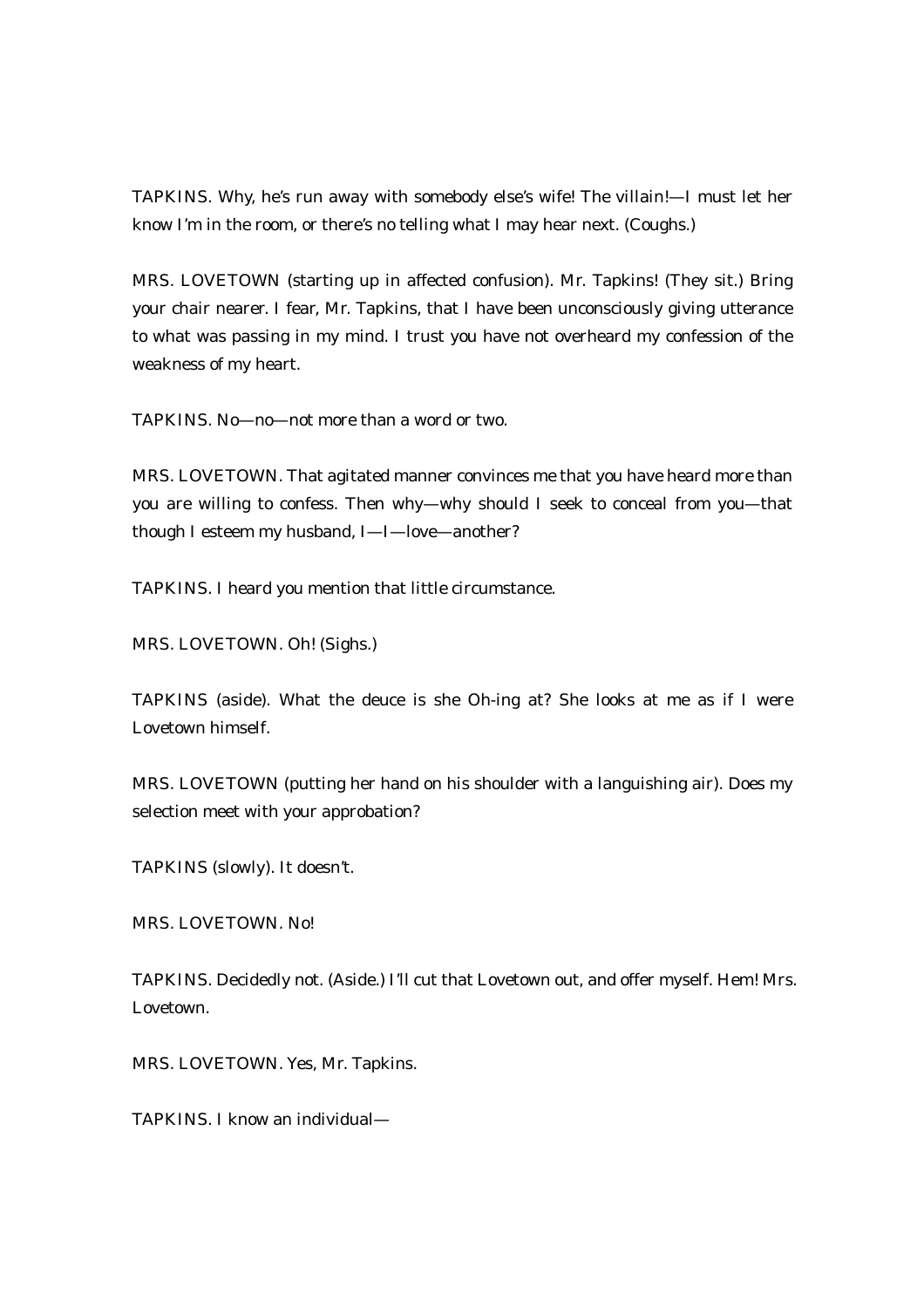TAPKINS. Why, he's run away with somebody else's wife! The villain!—I must let her know I'm in the room, or there's no telling what I may hear next. (Coughs.)

MRS. LOVETOWN (starting up in affected confusion). Mr. Tapkins! (They sit.) Bring your chair nearer. I fear, Mr. Tapkins, that I have been unconsciously giving utterance to what was passing in my mind. I trust you have not overheard my confession of the weakness of my heart.

TAPKINS. No—no—not more than a word or two.

MRS. LOVETOWN. That agitated manner convinces me that you have heard more than you are willing to confess. Then why—why should I seek to conceal from you—that though I esteem my husband, I—I—love—another?

TAPKINS. I heard you mention that little circumstance.

MRS. LOVETOWN. Oh! (Sighs.)

TAPKINS (aside). What the deuce is she Oh-ing at? She looks at me as if I were Lovetown himself.

MRS. LOVETOWN (putting her hand on his shoulder with a languishing air). Does my selection meet with your approbation?

TAPKINS (slowly). It doesn't.

MRS. LOVETOWN. No!

TAPKINS. Decidedly not. (Aside.) I'll cut that Lovetown out, and offer myself. Hem! Mrs. Lovetown.

MRS. LOVETOWN. Yes, Mr. Tapkins.

TAPKINS. I know an individual—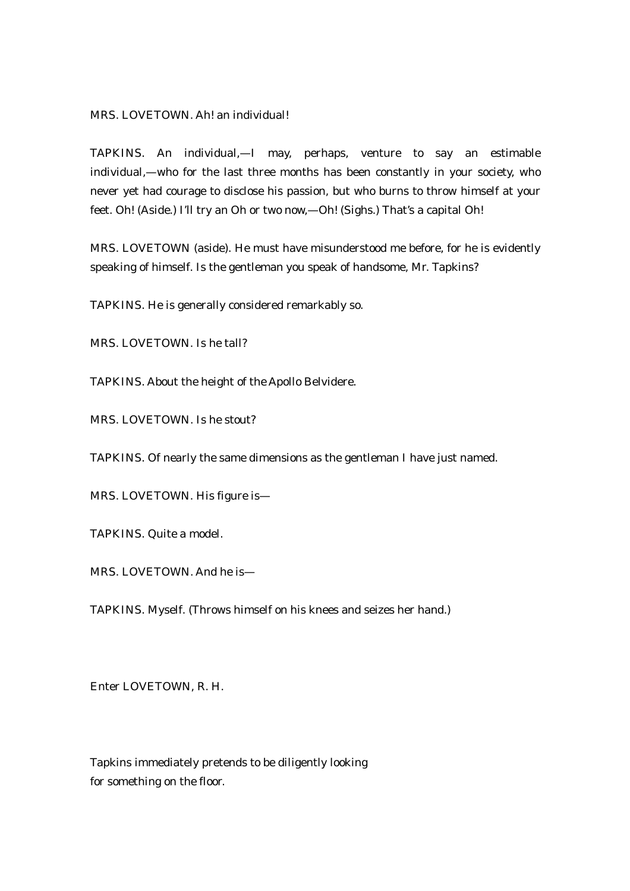MRS. LOVETOWN. Ah! an individual!

TAPKINS. An individual,—I may, perhaps, venture to say an estimable individual,—who for the last three months has been constantly in your society, who never yet had courage to disclose his passion, but who burns to throw himself at your feet. Oh! (Aside.) I'll try an Oh or two now,—Oh! (Sighs.) That's a capital Oh!

MRS. LOVETOWN (aside). He must have misunderstood me before, for he is evidently speaking of himself. Is the gentleman you speak of handsome, Mr. Tapkins?

TAPKINS. He is generally considered remarkably so.

MRS. LOVETOWN. Is he tall?

TAPKINS. About the height of the Apollo Belvidere.

MRS. LOVETOWN. Is he stout?

TAPKINS. Of nearly the same dimensions as the gentleman I have just named.

MRS. LOVETOWN. His figure is—

TAPKINS. Quite a model.

MRS. LOVETOWN. And he is—

TAPKINS. Myself. (Throws himself on his knees and seizes her hand.)

Enter LOVETOWN, R. H.

Tapkins immediately pretends to be diligently looking for something on the floor.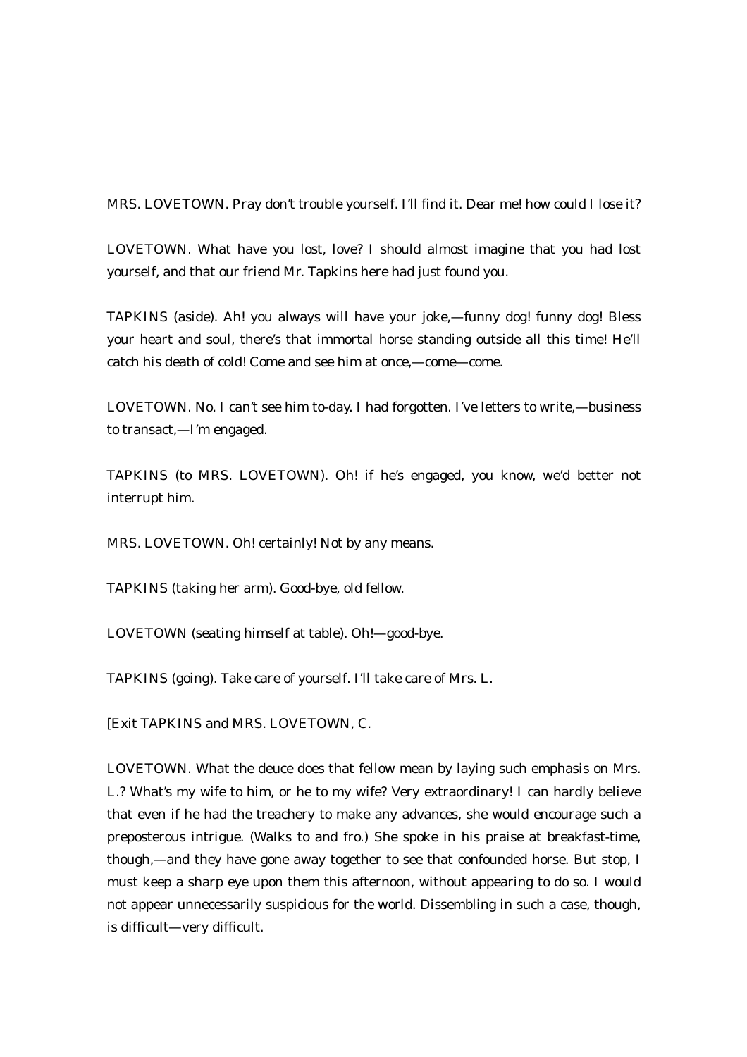MRS. LOVETOWN. Pray don't trouble yourself. I'll find it. Dear me! how could I lose it?

LOVETOWN. What have you lost, love? I should almost imagine that you had lost yourself, and that our friend Mr. Tapkins here had just found you.

TAPKINS (aside). Ah! you always will have your joke,—funny dog! funny dog! Bless your heart and soul, there's that immortal horse standing outside all this time! He'll catch his death of cold! Come and see him at once,—come—come.

LOVETOWN. No. I can't see him to-day. I had forgotten. I've letters to write,—business to transact,—I'm engaged.

TAPKINS (to MRS. LOVETOWN). Oh! if he's engaged, you know, we'd better not interrupt him.

MRS. LOVETOWN. Oh! certainly! Not by any means.

TAPKINS (taking her arm). Good-bye, old fellow.

LOVETOWN (seating himself at table). Oh!—good-bye.

TAPKINS (going). Take care of yourself. I'll take care of Mrs. L.

[Exit TAPKINS and MRS. LOVETOWN, C.

LOVETOWN. What the deuce does that fellow mean by laying such emphasis on Mrs. L.? What's my wife to him, or he to my wife? Very extraordinary! I can hardly believe that even if he had the treachery to make any advances, she would encourage such a preposterous intrigue. (Walks to and fro.) She spoke in his praise at breakfast-time, though,—and they have gone away together to see that confounded horse. But stop, I must keep a sharp eye upon them this afternoon, without appearing to do so. I would not appear unnecessarily suspicious for the world. Dissembling in such a case, though, is difficult—very difficult.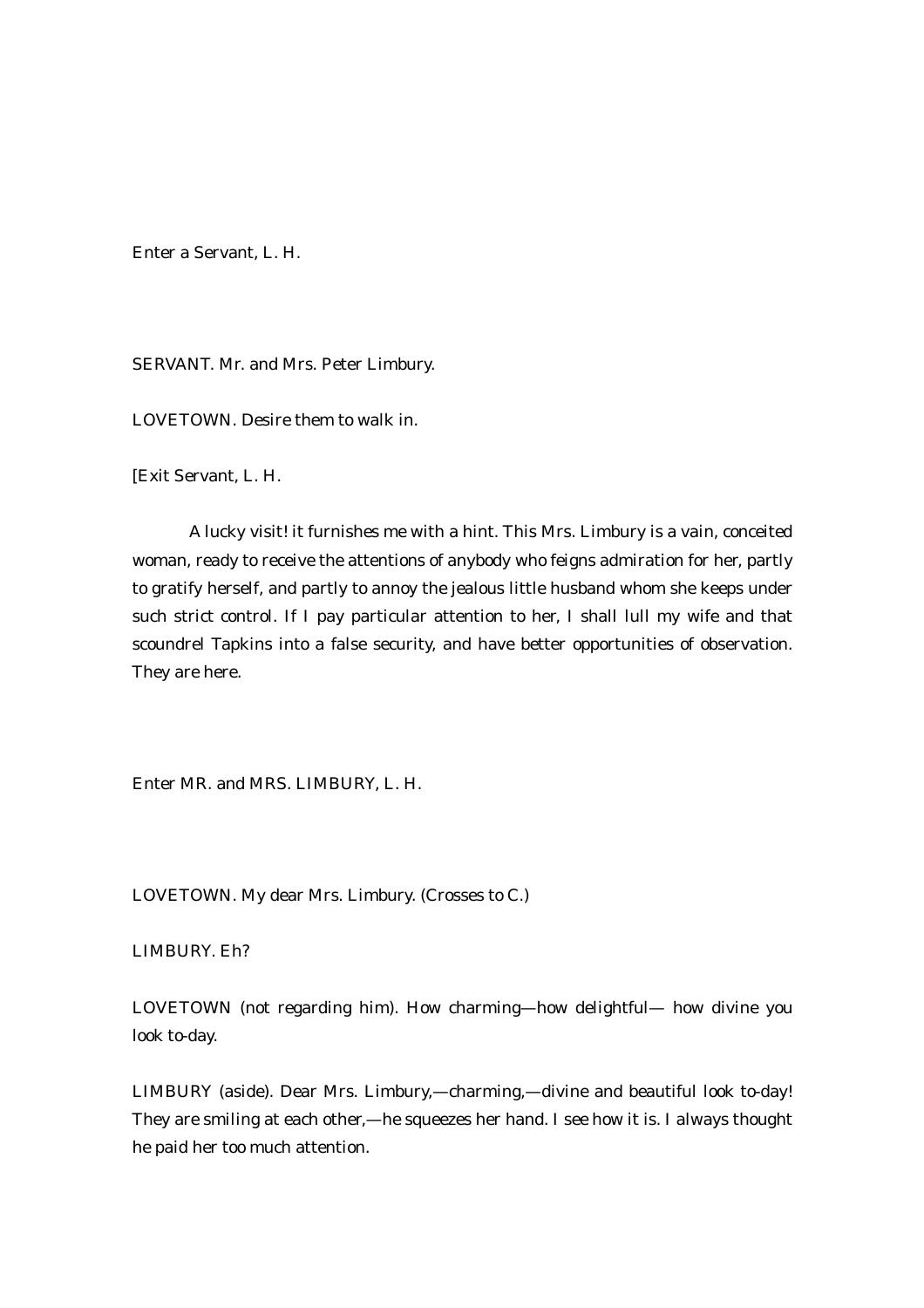Enter a Servant, L. H.

SERVANT. Mr. and Mrs. Peter Limbury.

LOVETOWN. Desire them to walk in.

[Exit Servant, L. H.

A lucky visit! it furnishes me with a hint. This Mrs. Limbury is a vain, conceited woman, ready to receive the attentions of anybody who feigns admiration for her, partly to gratify herself, and partly to annoy the jealous little husband whom she keeps under such strict control. If I pay particular attention to her, I shall lull my wife and that scoundrel Tapkins into a false security, and have better opportunities of observation. They are here.

Enter MR. and MRS. LIMBURY, L. H.

LOVETOWN. My dear Mrs. Limbury. (Crosses to C.)

LIMBURY. Eh?

LOVETOWN (not regarding him). How charming—how delightful— how divine you look to-day.

LIMBURY (aside). Dear Mrs. Limbury,—charming,—divine and beautiful look to-day! They are smiling at each other,—he squeezes her hand. I see how it is. I always thought he paid her too much attention.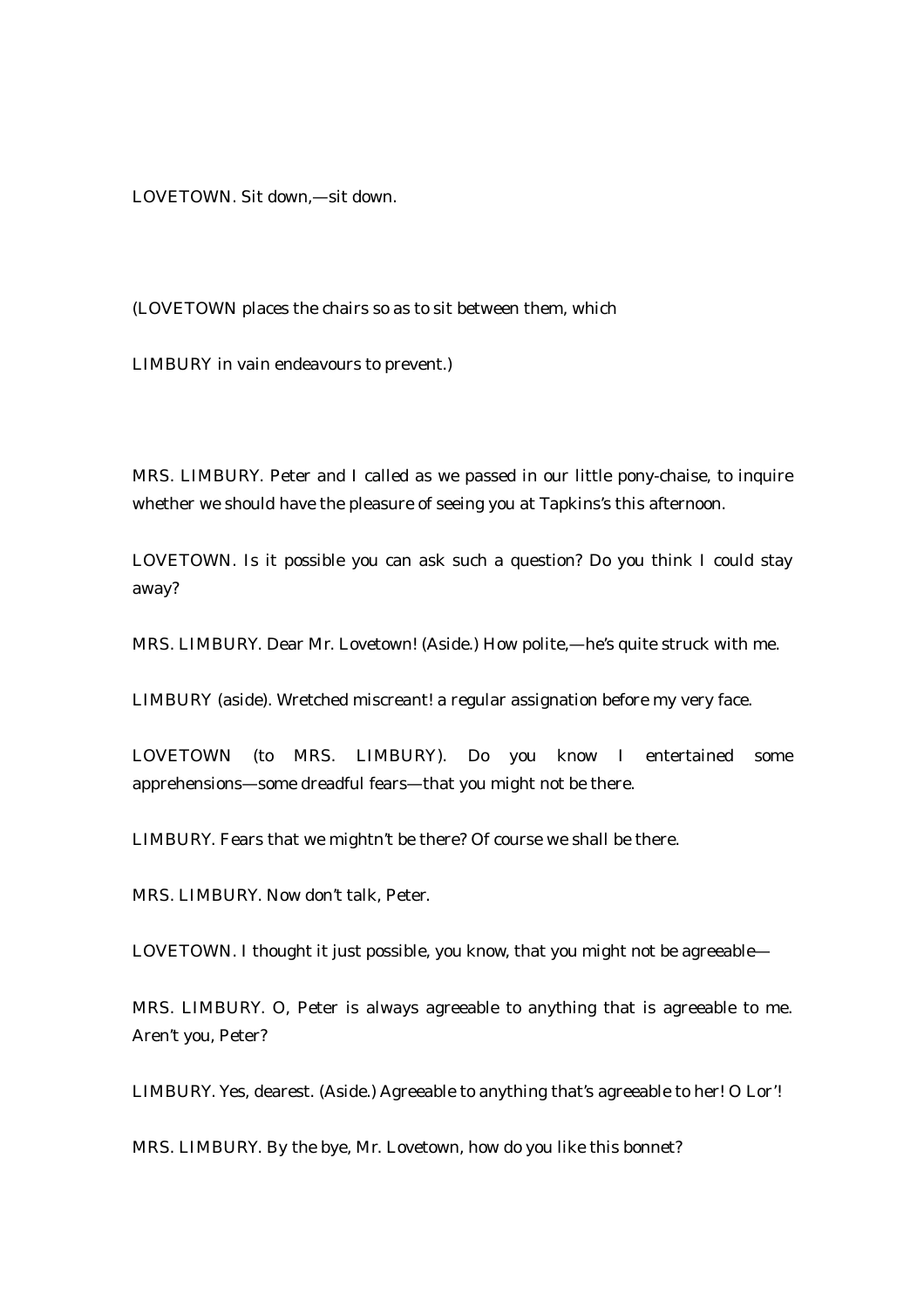LOVETOWN. Sit down,—sit down.

(LOVETOWN places the chairs so as to sit between them, which LIMBURY in vain endeavours to prevent.)

MRS. LIMBURY. Peter and I called as we passed in our little pony-chaise, to inquire whether we should have the pleasure of seeing you at Tapkins's this afternoon.

LOVETOWN. Is it possible you can ask such a question? Do you think I could stay away?

MRS. LIMBURY. Dear Mr. Lovetown! (Aside.) How polite,—he's quite struck with me.

LIMBURY (aside). Wretched miscreant! a regular assignation before my very face.

LOVETOWN (to MRS. LIMBURY). Do you know I entertained some apprehensions—some dreadful fears—that you might not be there.

LIMBURY. Fears that we mightn't be there? Of course we shall be there.

MRS. LIMBURY. Now don't talk, Peter.

LOVETOWN. I thought it just possible, you know, that you might not be agreeable—

MRS. LIMBURY. O, Peter is always agreeable to anything that is agreeable to me. Aren't you, Peter?

LIMBURY. Yes, dearest. (Aside.) Agreeable to anything that's agreeable to her! O Lor'!

MRS. LIMBURY. By the bye, Mr. Lovetown, how do you like this bonnet?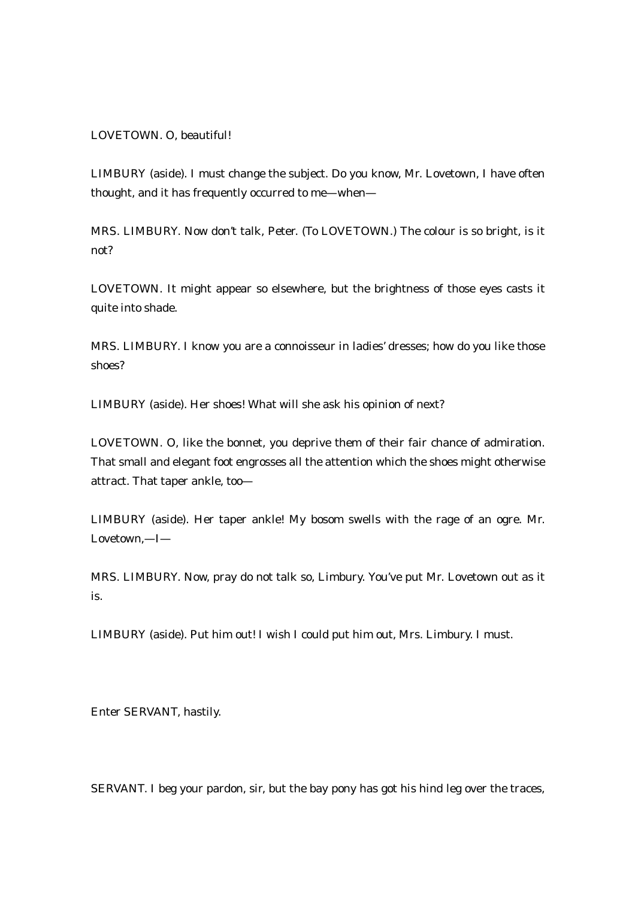LOVETOWN. O, beautiful!

LIMBURY (aside). I must change the subject. Do you know, Mr. Lovetown, I have often thought, and it has frequently occurred to me—when—

MRS. LIMBURY. Now don't talk, Peter. (To LOVETOWN.) The colour is so bright, is it not?

LOVETOWN. It might appear so elsewhere, but the brightness of those eyes casts it quite into shade.

MRS. LIMBURY. I know you are a connoisseur in ladies' dresses; how do you like those shoes?

LIMBURY (aside). Her shoes! What will she ask his opinion of next?

LOVETOWN. O, like the bonnet, you deprive them of their fair chance of admiration. That small and elegant foot engrosses all the attention which the shoes might otherwise attract. That taper ankle, too—

LIMBURY (aside). Her taper ankle! My bosom swells with the rage of an ogre. Mr. Lovetown,—I—

MRS. LIMBURY. Now, pray do not talk so, Limbury. You've put Mr. Lovetown out as it is.

LIMBURY (aside). Put him out! I wish I could put him out, Mrs. Limbury. I must.

Enter SERVANT, hastily.

SERVANT. I beg your pardon, sir, but the bay pony has got his hind leg over the traces,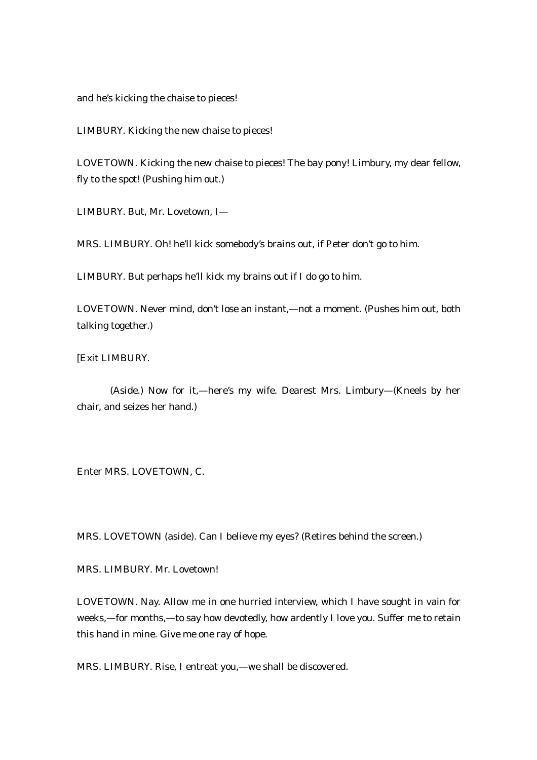and he's kicking the chaise to pieces!

LIMBURY. Kicking the new chaise to pieces!

LOVETOWN. Kicking the new chaise to pieces! The bay pony! Limbury, my dear fellow, fly to the spot! (Pushing him out.)

LIMBURY. But, Mr. Lovetown, I—

MRS. LIMBURY. Oh! he'll kick somebody's brains out, if Peter don't go to him.

LIMBURY. But perhaps he'll kick my brains out if I do go to him.

LOVETOWN. Never mind, don't lose an instant,—not a moment. (Pushes him out, both talking together.)

[Exit LIMBURY.

(Aside.) Now for it,—here's my wife. Dearest Mrs. Limbury—(Kneels by her chair, and seizes her hand.)

Enter MRS. LOVETOWN, C.

MRS. LOVETOWN (aside). Can I believe my eyes? (Retires behind the screen.)

MRS. LIMBURY. Mr. Lovetown!

LOVETOWN. Nay. Allow me in one hurried interview, which I have sought in vain for weeks,—for months,—to say how devotedly, how ardently I love you. Suffer me to retain this hand in mine. Give me one ray of hope.

MRS. LIMBURY. Rise, I entreat you,—we shall be discovered.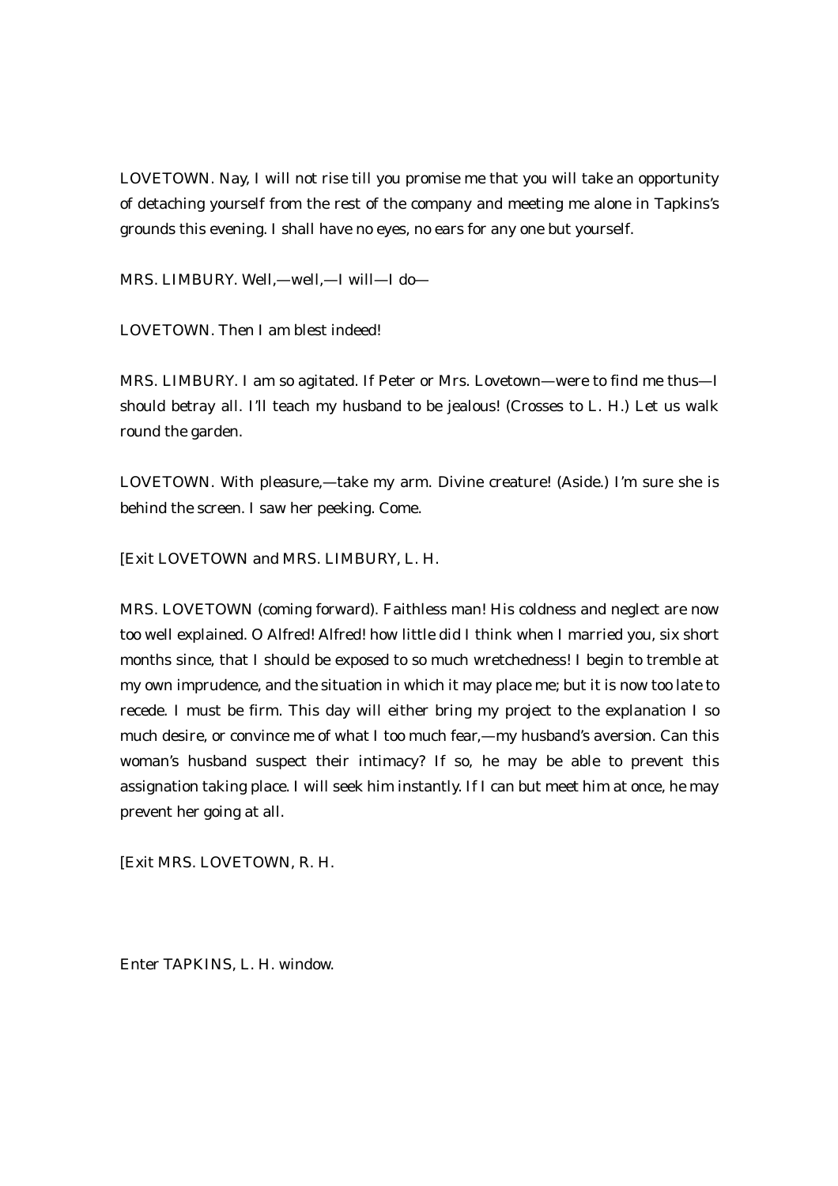LOVETOWN. Nay, I will not rise till you promise me that you will take an opportunity of detaching yourself from the rest of the company and meeting me alone in Tapkins's grounds this evening. I shall have no eyes, no ears for any one but yourself.

MRS. LIMBURY. Well,—well,—I will—I do—

LOVETOWN. Then I am blest indeed!

MRS. LIMBURY. I am so agitated. If Peter or Mrs. Lovetown—were to find me thus—I should betray all. I'll teach my husband to be jealous! (Crosses to L. H.) Let us walk round the garden.

LOVETOWN. With pleasure,—take my arm. Divine creature! (Aside.) I'm sure she is behind the screen. I saw her peeking. Come.

[Exit LOVETOWN and MRS. LIMBURY, L. H.

MRS. LOVETOWN (coming forward). Faithless man! His coldness and neglect are now too well explained. O Alfred! Alfred! how little did I think when I married you, six short months since, that I should be exposed to so much wretchedness! I begin to tremble at my own imprudence, and the situation in which it may place me; but it is now too late to recede. I must be firm. This day will either bring my project to the explanation I so much desire, or convince me of what I too much fear,—my husband's aversion. Can this woman's husband suspect their intimacy? If so, he may be able to prevent this assignation taking place. I will seek him instantly. If I can but meet him at once, he may prevent her going at all.

[Exit MRS. LOVETOWN, R. H.

Enter TAPKINS, L. H. window.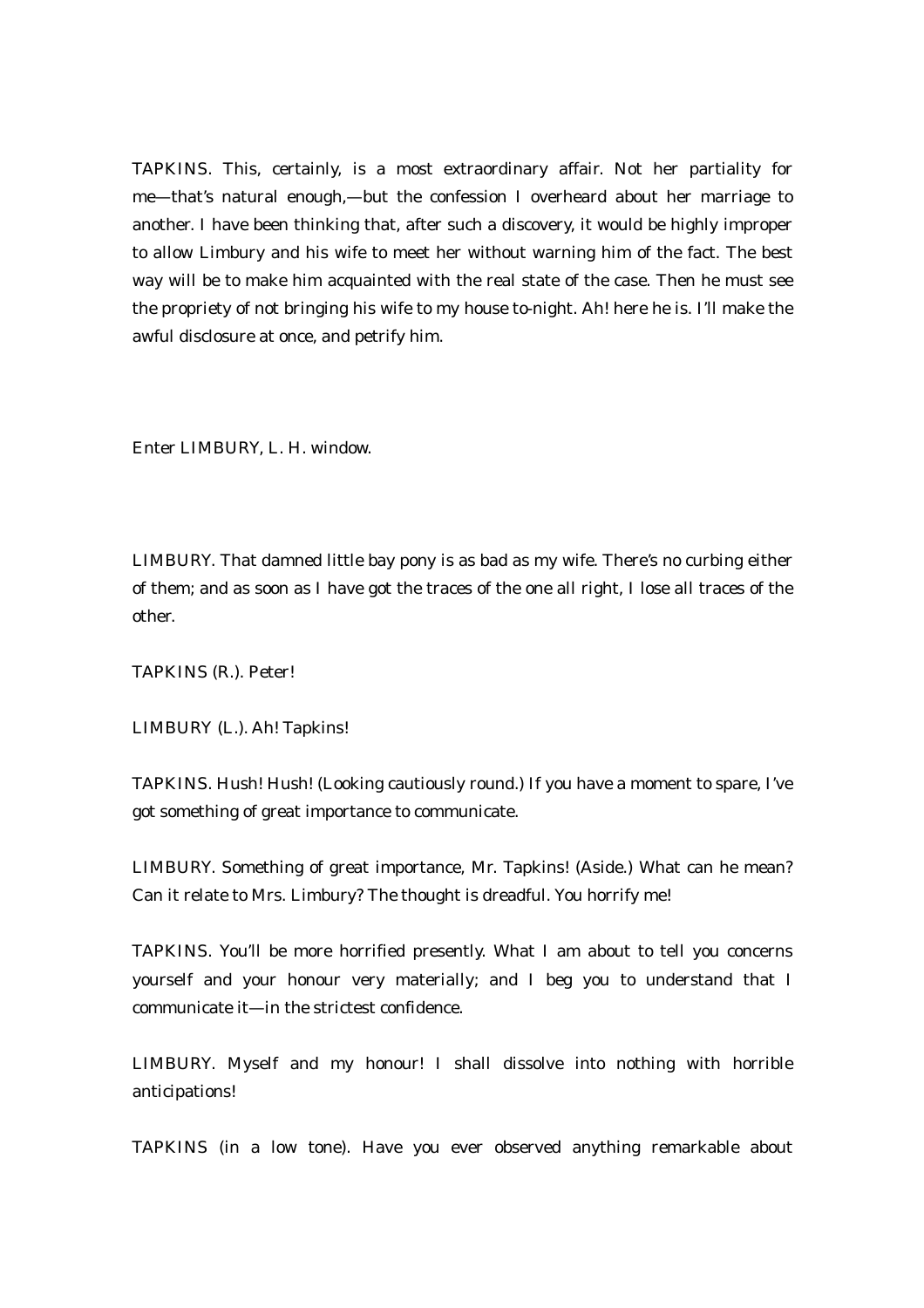TAPKINS. This, certainly, is a most extraordinary affair. Not her partiality for me—that's natural enough,—but the confession I overheard about her marriage to another. I have been thinking that, after such a discovery, it would be highly improper to allow Limbury and his wife to meet her without warning him of the fact. The best way will be to make him acquainted with the real state of the case. Then he must see the propriety of not bringing his wife to my house to-night. Ah! here he is. I'll make the awful disclosure at once, and petrify him.

Enter LIMBURY, L. H. window.

LIMBURY. That damned little bay pony is as bad as my wife. There's no curbing either of them; and as soon as I have got the traces of the one all right, I lose all traces of the other.

TAPKINS (R.). Peter!

LIMBURY (L.). Ah! Tapkins!

TAPKINS. Hush! Hush! (Looking cautiously round.) If you have a moment to spare, I've got something of great importance to communicate.

LIMBURY. Something of great importance, Mr. Tapkins! (Aside.) What can he mean? Can it relate to Mrs. Limbury? The thought is dreadful. You horrify me!

TAPKINS. You'll be more horrified presently. What I am about to tell you concerns yourself and your honour very materially; and I beg you to understand that I communicate it—in the strictest confidence.

LIMBURY. Myself and my honour! I shall dissolve into nothing with horrible anticipations!

TAPKINS (in a low tone). Have you ever observed anything remarkable about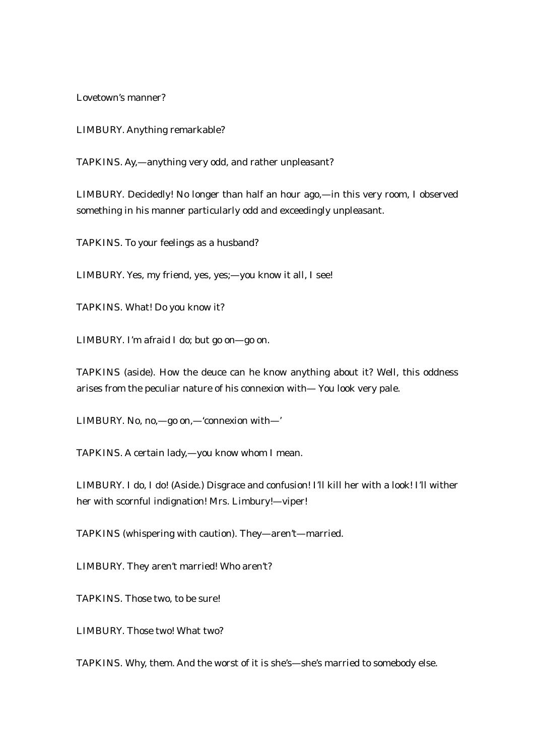Lovetown's manner?

LIMBURY. Anything remarkable?

TAPKINS. Ay,—anything very odd, and rather unpleasant?

LIMBURY. Decidedly! No longer than half an hour ago,—in this very room, I observed something in his manner particularly odd and exceedingly unpleasant.

TAPKINS. To your feelings as a husband?

LIMBURY. Yes, my friend, yes, yes;—you know it all, I see!

TAPKINS. What! Do you know it?

LIMBURY. I'm afraid I do; but go on—go on.

TAPKINS (aside). How the deuce can he know anything about it? Well, this oddness arises from the peculiar nature of his connexion with— You look very pale.

LIMBURY. No, no,—go on,—'connexion with—'

TAPKINS. A certain lady,—you know whom I mean.

LIMBURY. I do, I do! (Aside.) Disgrace and confusion! I'll kill her with a look! I'll wither her with scornful indignation! Mrs. Limbury!—viper!

TAPKINS (whispering with caution). They—aren't—married.

LIMBURY. They aren't married! Who aren't?

TAPKINS. Those two, to be sure!

LIMBURY. Those two! What two?

TAPKINS. Why, them. And the worst of it is she's—she's married to somebody else.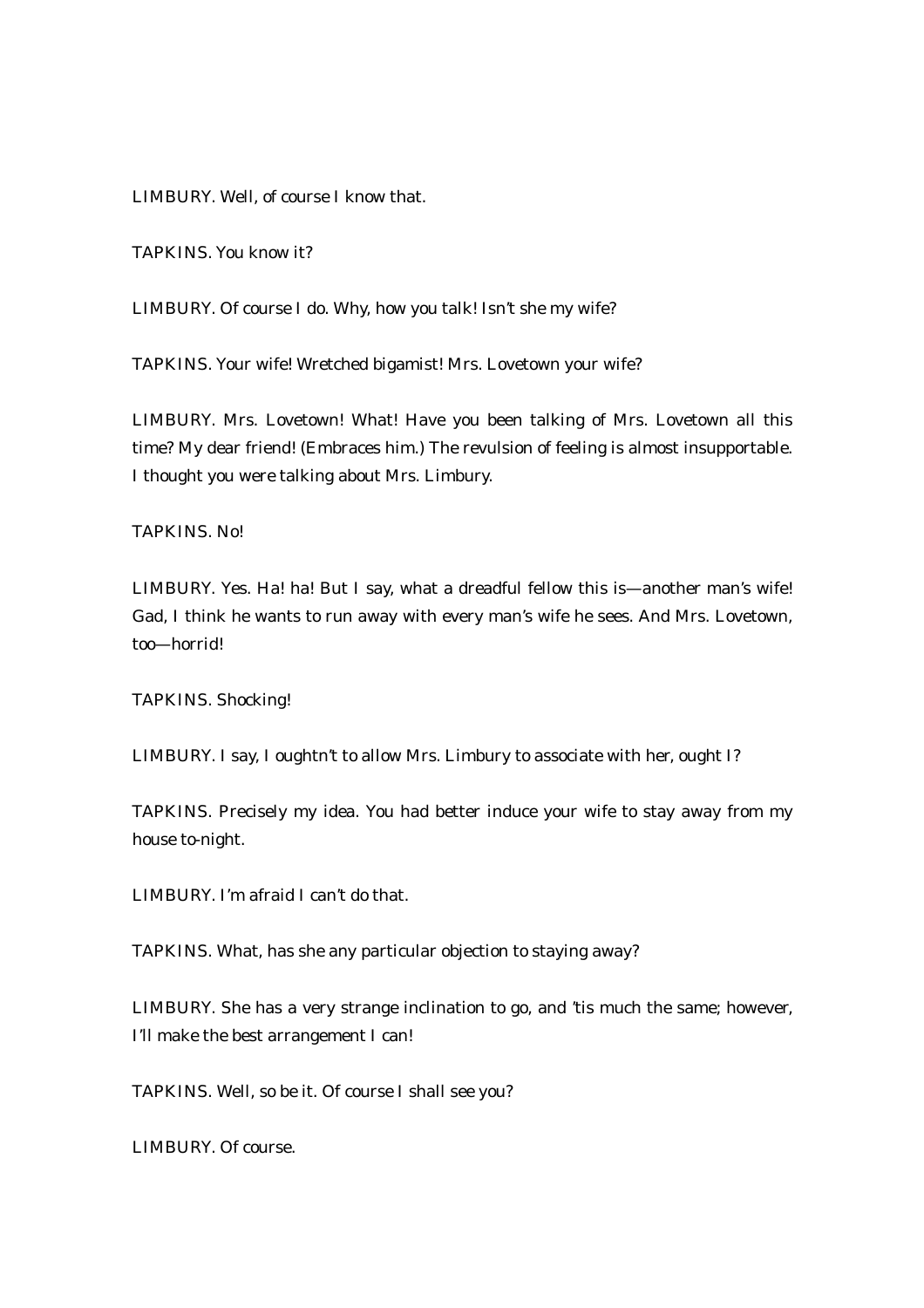LIMBURY. Well, of course I know that.

TAPKINS. You know it?

LIMBURY. Of course I do. Why, how you talk! Isn't she my wife?

TAPKINS. Your wife! Wretched bigamist! Mrs. Lovetown your wife?

LIMBURY. Mrs. Lovetown! What! Have you been talking of Mrs. Lovetown all this time? My dear friend! (Embraces him.) The revulsion of feeling is almost insupportable. I thought you were talking about Mrs. Limbury.

TAPKINS. No!

LIMBURY. Yes. Ha! ha! But I say, what a dreadful fellow this is—another man's wife! Gad, I think he wants to run away with every man's wife he sees. And Mrs. Lovetown, too—horrid!

TAPKINS. Shocking!

LIMBURY. I say, I oughtn't to allow Mrs. Limbury to associate with her, ought I?

TAPKINS. Precisely my idea. You had better induce your wife to stay away from my house to-night.

LIMBURY. I'm afraid I can't do that.

TAPKINS. What, has she any particular objection to staying away?

LIMBURY. She has a very strange inclination to go, and 'tis much the same; however, I'll make the best arrangement I can!

TAPKINS. Well, so be it. Of course I shall see you?

LIMBURY. Of course.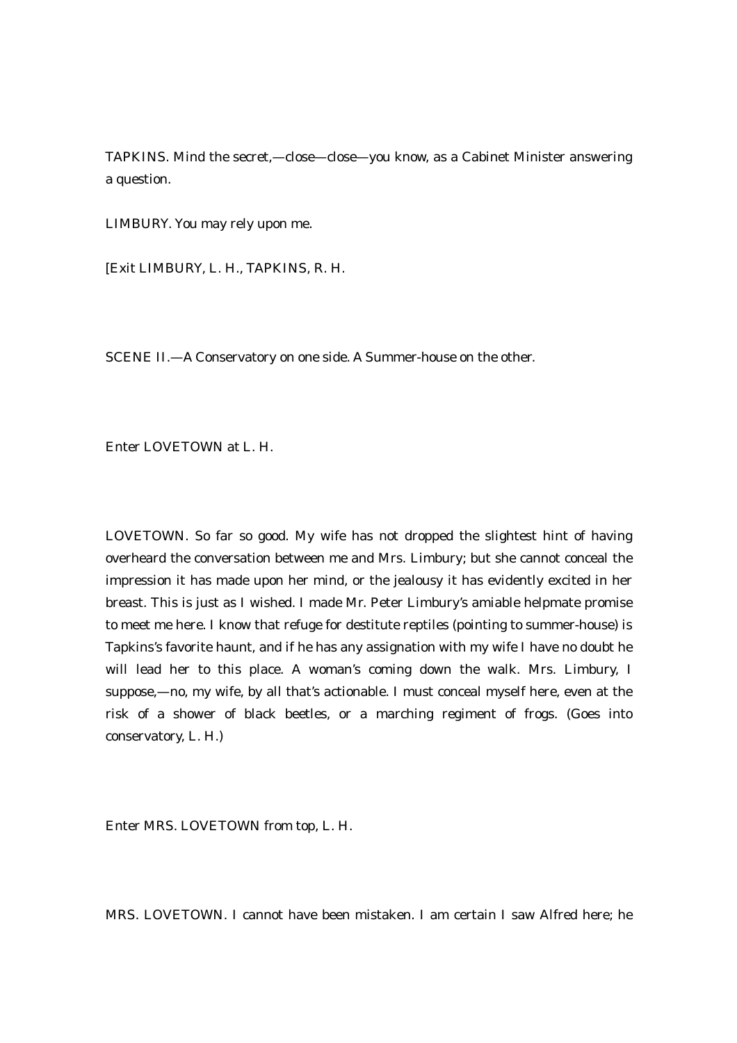TAPKINS. Mind the secret,—close—close—you know, as a Cabinet Minister answering a question.

LIMBURY. You may rely upon me.

[Exit LIMBURY, L. H., TAPKINS, R. H.

SCENE II.—A Conservatory on one side. A Summer-house on the other.

Enter LOVETOWN at L. H.

LOVETOWN. So far so good. My wife has not dropped the slightest hint of having overheard the conversation between me and Mrs. Limbury; but she cannot conceal the impression it has made upon her mind, or the jealousy it has evidently excited in her breast. This is just as I wished. I made Mr. Peter Limbury's amiable helpmate promise to meet me here. I know that refuge for destitute reptiles (pointing to summer-house) is Tapkins's favorite haunt, and if he has any assignation with my wife I have no doubt he will lead her to this place. A woman's coming down the walk. Mrs. Limbury, I suppose,—no, my wife, by all that's actionable. I must conceal myself here, even at the risk of a shower of black beetles, or a marching regiment of frogs. (Goes into conservatory, L. H.)

Enter MRS. LOVETOWN from top, L. H.

MRS. LOVETOWN. I cannot have been mistaken. I am certain I saw Alfred here; he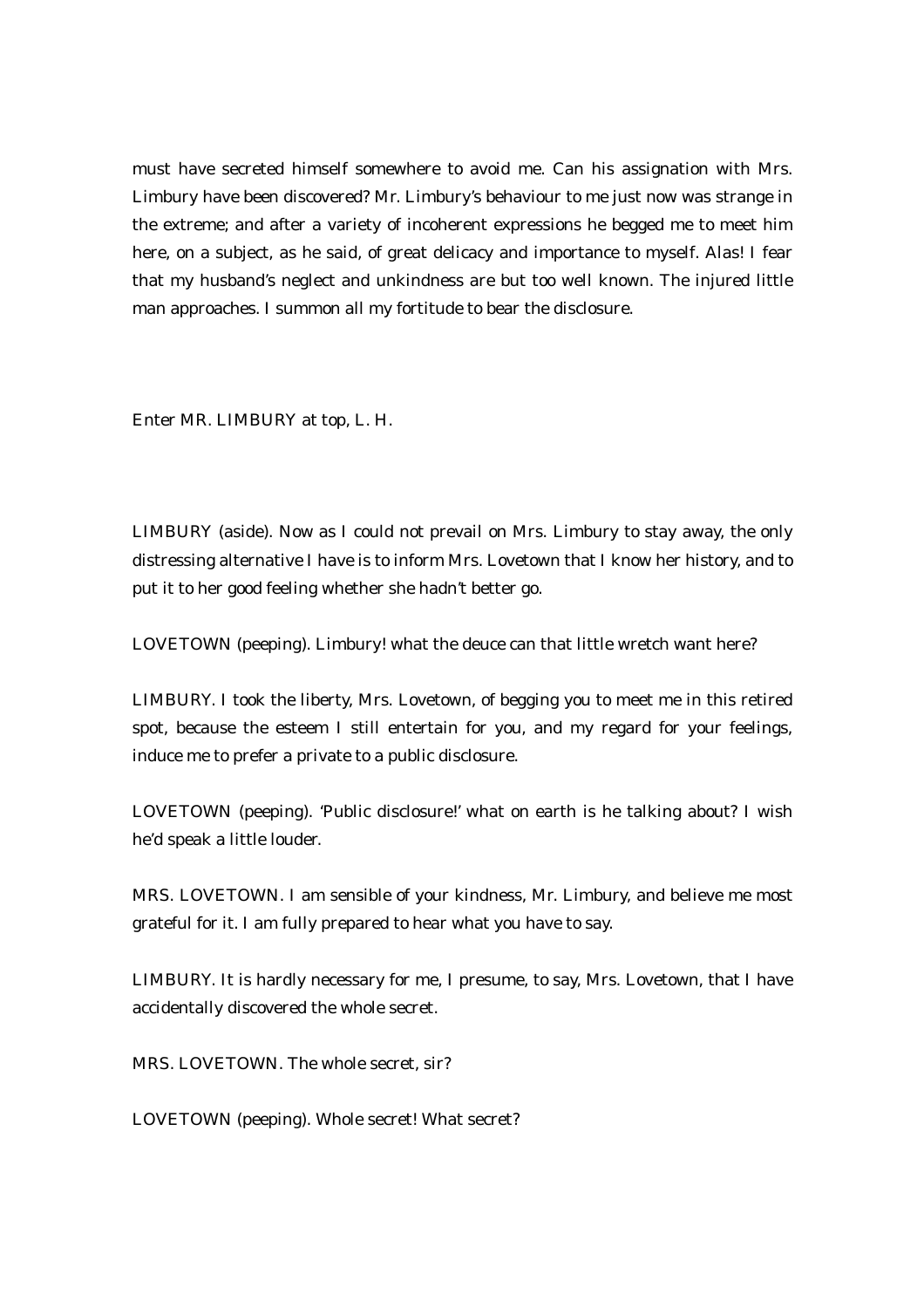must have secreted himself somewhere to avoid me. Can his assignation with Mrs. Limbury have been discovered? Mr. Limbury's behaviour to me just now was strange in the extreme; and after a variety of incoherent expressions he begged me to meet him here, on a subject, as he said, of great delicacy and importance to myself. Alas! I fear that my husband's neglect and unkindness are but too well known. The injured little man approaches. I summon all my fortitude to bear the disclosure.

Enter MR. LIMBURY at top, L. H.

LIMBURY (aside). Now as I could not prevail on Mrs. Limbury to stay away, the only distressing alternative I have is to inform Mrs. Lovetown that I know her history, and to put it to her good feeling whether she hadn't better go.

LOVETOWN (peeping). Limbury! what the deuce can that little wretch want here?

LIMBURY. I took the liberty, Mrs. Lovetown, of begging you to meet me in this retired spot, because the esteem I still entertain for you, and my regard for your feelings, induce me to prefer a private to a public disclosure.

LOVETOWN (peeping). 'Public disclosure!' what on earth is he talking about? I wish he'd speak a little louder.

MRS. LOVETOWN. I am sensible of your kindness, Mr. Limbury, and believe me most grateful for it. I am fully prepared to hear what you have to say.

LIMBURY. It is hardly necessary for me, I presume, to say, Mrs. Lovetown, that I have accidentally discovered the whole secret.

MRS. LOVETOWN. The whole secret, sir?

LOVETOWN (peeping). Whole secret! What secret?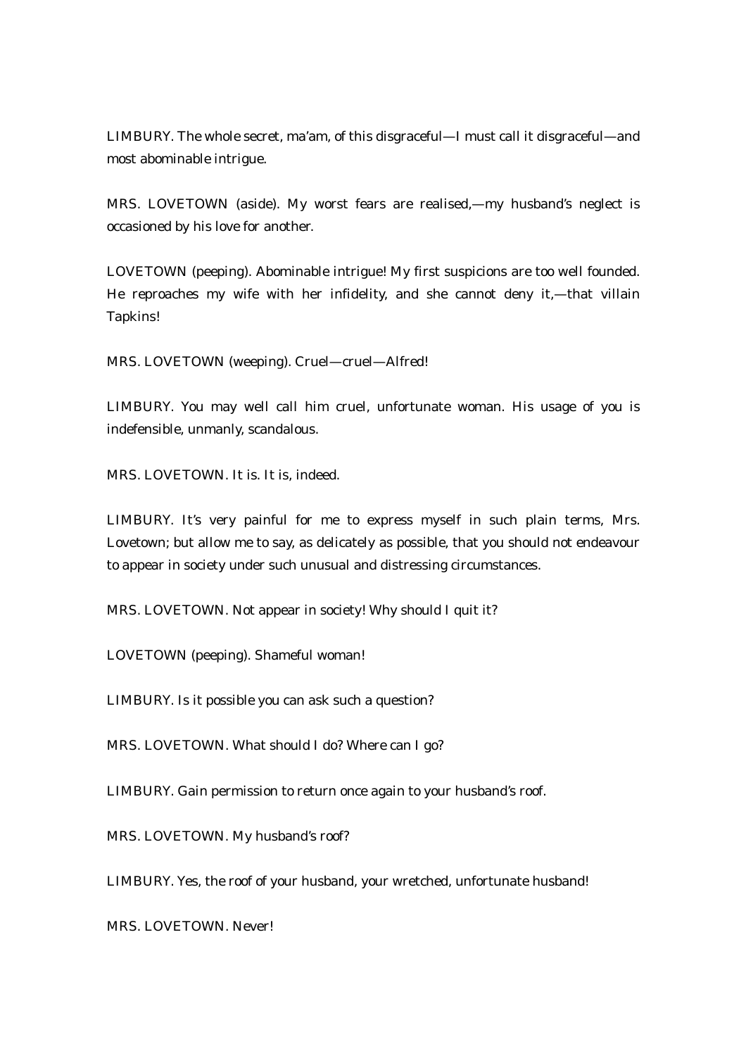LIMBURY. The whole secret, ma'am, of this disgraceful—I must call it disgraceful—and most abominable intrigue.

MRS. LOVETOWN (aside). My worst fears are realised,—my husband's neglect is occasioned by his love for another.

LOVETOWN (peeping). Abominable intrigue! My first suspicions are too well founded. He reproaches my wife with her infidelity, and she cannot deny it,—that villain Tapkins!

MRS. LOVETOWN (weeping). Cruel—cruel—Alfred!

LIMBURY. You may well call him cruel, unfortunate woman. His usage of you is indefensible, unmanly, scandalous.

MRS. LOVETOWN. It is. It is, indeed.

LIMBURY. It's very painful for me to express myself in such plain terms, Mrs. Lovetown; but allow me to say, as delicately as possible, that you should not endeavour to appear in society under such unusual and distressing circumstances.

MRS. LOVETOWN. Not appear in society! Why should I quit it?

LOVETOWN (peeping). Shameful woman!

LIMBURY. Is it possible you can ask such a question?

MRS. LOVETOWN. What should I do? Where can I go?

LIMBURY. Gain permission to return once again to your husband's roof.

MRS. LOVETOWN. My husband's roof?

LIMBURY. Yes, the roof of your husband, your wretched, unfortunate husband!

MRS. LOVETOWN. Never!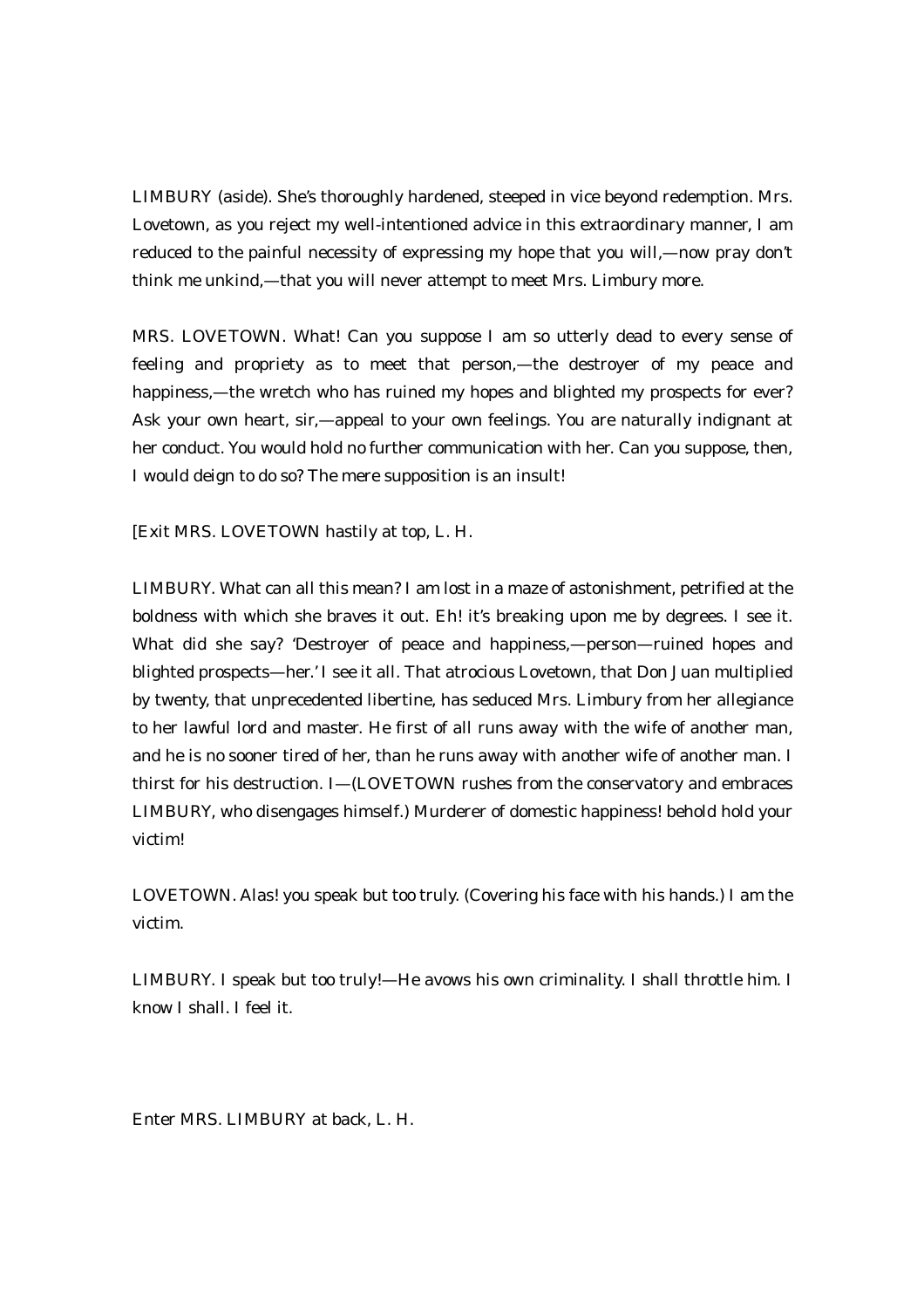LIMBURY (aside). She's thoroughly hardened, steeped in vice beyond redemption. Mrs. Lovetown, as you reject my well-intentioned advice in this extraordinary manner, I am reduced to the painful necessity of expressing my hope that you will,—now pray don't think me unkind,—that you will never attempt to meet Mrs. Limbury more.

MRS. LOVETOWN. What! Can you suppose I am so utterly dead to every sense of feeling and propriety as to meet that person,—the destroyer of my peace and happiness,—the wretch who has ruined my hopes and blighted my prospects for ever? Ask your own heart, sir,—appeal to your own feelings. You are naturally indignant at her conduct. You would hold no further communication with her. Can you suppose, then, I would deign to do so? The mere supposition is an insult!

[Exit MRS. LOVETOWN hastily at top, L. H.

LIMBURY. What can all this mean? I am lost in a maze of astonishment, petrified at the boldness with which she braves it out. Eh! it's breaking upon me by degrees. I see it. What did she say? 'Destroyer of peace and happiness,—person—ruined hopes and blighted prospects—her.' I see it all. That atrocious Lovetown, that Don Juan multiplied by twenty, that unprecedented libertine, has seduced Mrs. Limbury from her allegiance to her lawful lord and master. He first of all runs away with the wife of another man, and he is no sooner tired of her, than he runs away with another wife of another man. I thirst for his destruction. I—(LOVETOWN rushes from the conservatory and embraces LIMBURY, who disengages himself.) Murderer of domestic happiness! behold hold your victim!

LOVETOWN. Alas! you speak but too truly. (Covering his face with his hands.) I am the victim.

LIMBURY. I speak but too truly!—He avows his own criminality. I shall throttle him. I know I shall. I feel it.

Enter MRS. LIMBURY at back, L. H.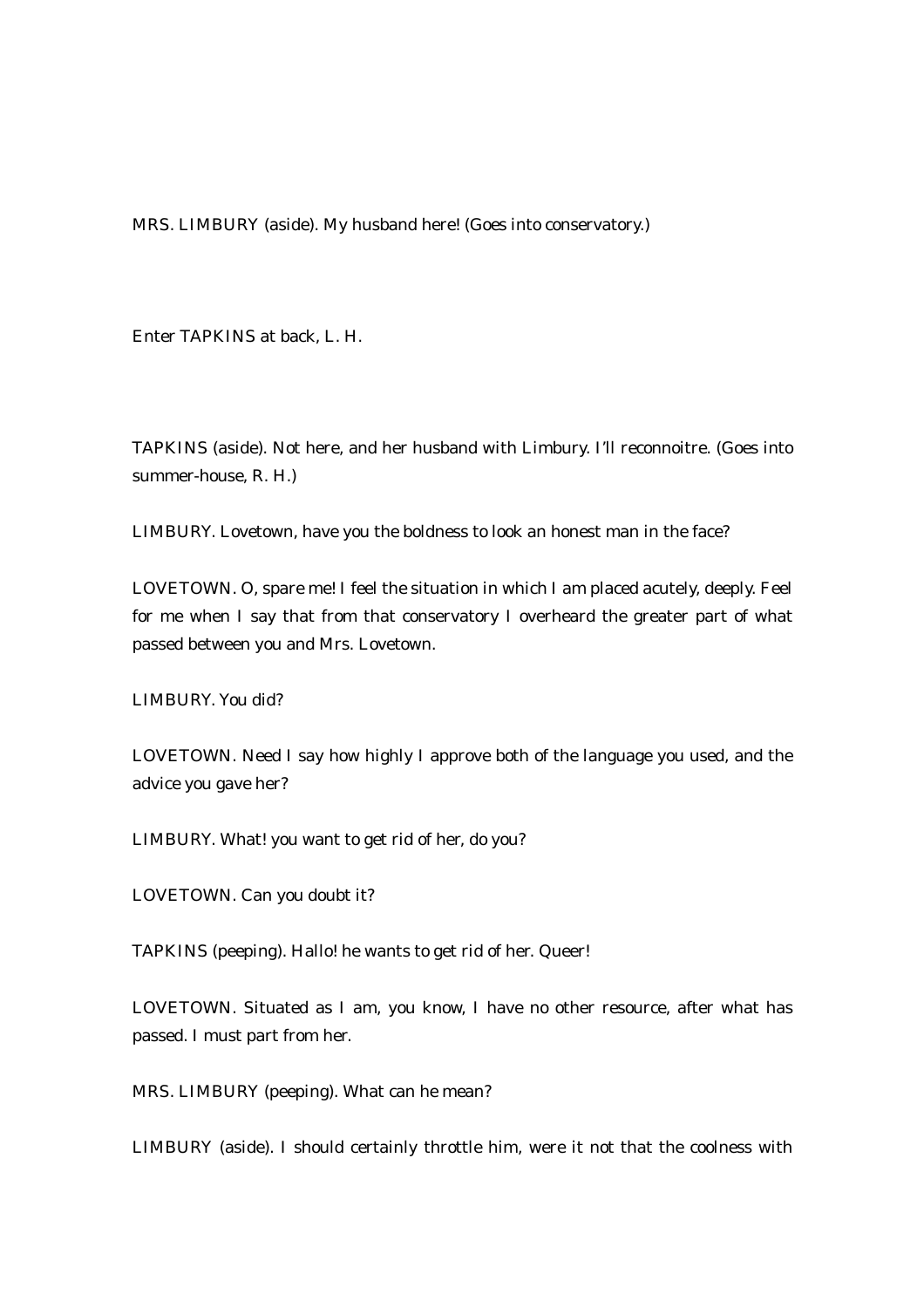MRS. LIMBURY (aside). My husband here! (Goes into conservatory.)

Enter TAPKINS at back, L. H.

TAPKINS (aside). Not here, and her husband with Limbury. I'll reconnoitre. (Goes into summer-house, R. H.)

LIMBURY. Lovetown, have you the boldness to look an honest man in the face?

LOVETOWN. O, spare me! I feel the situation in which I am placed acutely, deeply. Feel for me when I say that from that conservatory I overheard the greater part of what passed between you and Mrs. Lovetown.

LIMBURY. You did?

LOVETOWN. Need I say how highly I approve both of the language you used, and the advice you gave her?

LIMBURY. What! you want to get rid of her, do you?

LOVETOWN. Can you doubt it?

TAPKINS (peeping). Hallo! he wants to get rid of her. Queer!

LOVETOWN. Situated as I am, you know, I have no other resource, after what has passed. I must part from her.

MRS. LIMBURY (peeping). What can he mean?

LIMBURY (aside). I should certainly throttle him, were it not that the coolness with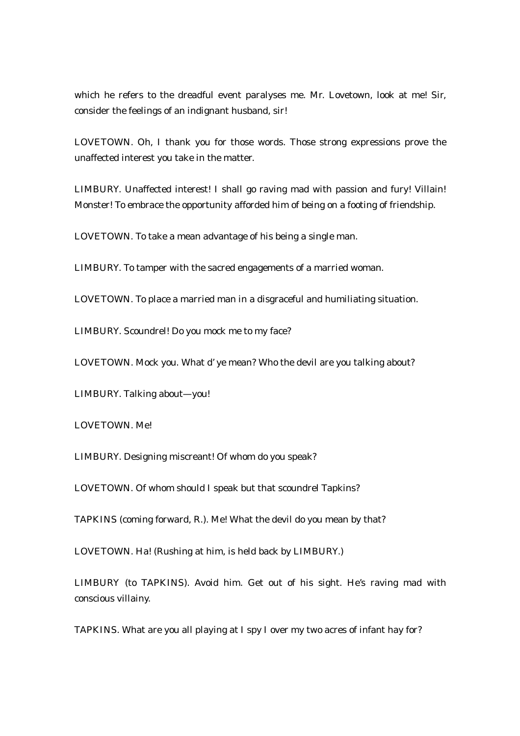which he refers to the dreadful event paralyses me. Mr. Lovetown, look at me! Sir, consider the feelings of an indignant husband, sir!

LOVETOWN. Oh, I thank you for those words. Those strong expressions prove the unaffected interest you take in the matter.

LIMBURY. Unaffected interest! I shall go raving mad with passion and fury! Villain! Monster! To embrace the opportunity afforded him of being on a footing of friendship.

LOVETOWN. To take a mean advantage of his being a single man.

LIMBURY. To tamper with the sacred engagements of a married woman.

LOVETOWN. To place a married man in a disgraceful and humiliating situation.

LIMBURY. Scoundrel! Do you mock me to my face?

LOVETOWN. Mock you. What d'ye mean? Who the devil are you talking about?

LIMBURY. Talking about—you!

LOVETOWN. Me!

LIMBURY. Designing miscreant! Of whom do you speak?

LOVETOWN. Of whom should I speak but that scoundrel Tapkins?

TAPKINS (*coming forward, R.*). Me! What the devil do you mean by that?

LOVETOWN. Ha! (*Rushing at him, is held back by* LIMBURY.)

LIMBURY (*to* TAPKINS). Avoid him. Get out of his sight. He's raving mad with conscious villainy.

TAPKINS. What are you all playing at I spy I over my two acres of infant hay for?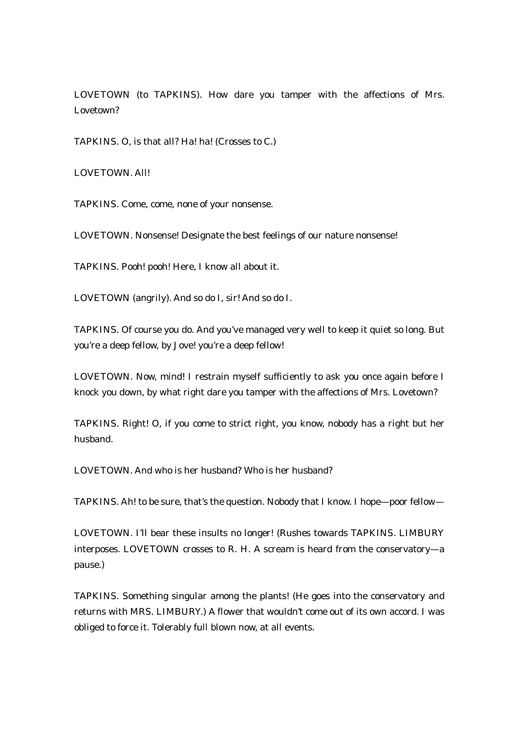LOVETOWN (to TAPKINS). How dare you tamper with the affections of Mrs. Lovetown?

TAPKINS. O, is that all? Ha! ha! (Crosses to C.)

LOVETOWN. All!

TAPKINS. Come, come, none of your nonsense.

LOVETOWN. Nonsense! Designate the best feelings of our nature nonsense!

TAPKINS. Pooh! pooh! Here, I know all about it.

LOVETOWN (angrily). And so do I, sir! And so do I.

TAPKINS. Of course you do. And you've managed very well to keep it quiet so long. But you're a deep fellow, by Jove! you're a deep fellow!

LOVETOWN. Now, mind! I restrain myself sufficiently to ask you once again before I knock you down, by what right dare you tamper with the affections of Mrs. Lovetown?

TAPKINS. Right! O, if you come to strict right, you know, nobody has a right but her husband.

LOVETOWN. And who is her husband? Who is her husband?

TAPKINS. Ah! to be sure, that's the question. Nobody that I know. I hope—poor fellow—

LOVETOWN. I'll bear these insults no longer! (Rushes towards TAPKINS. LIMBURY interposes. LOVETOWN crosses to R. H. A scream is heard from the conservatory—a pause.)

TAPKINS. Something singular among the plants! (He goes into the conservatory and returns with MRS. LIMBURY.) A flower that wouldn't come out of its own accord. I was obliged to force it. Tolerably full blown now, at all events.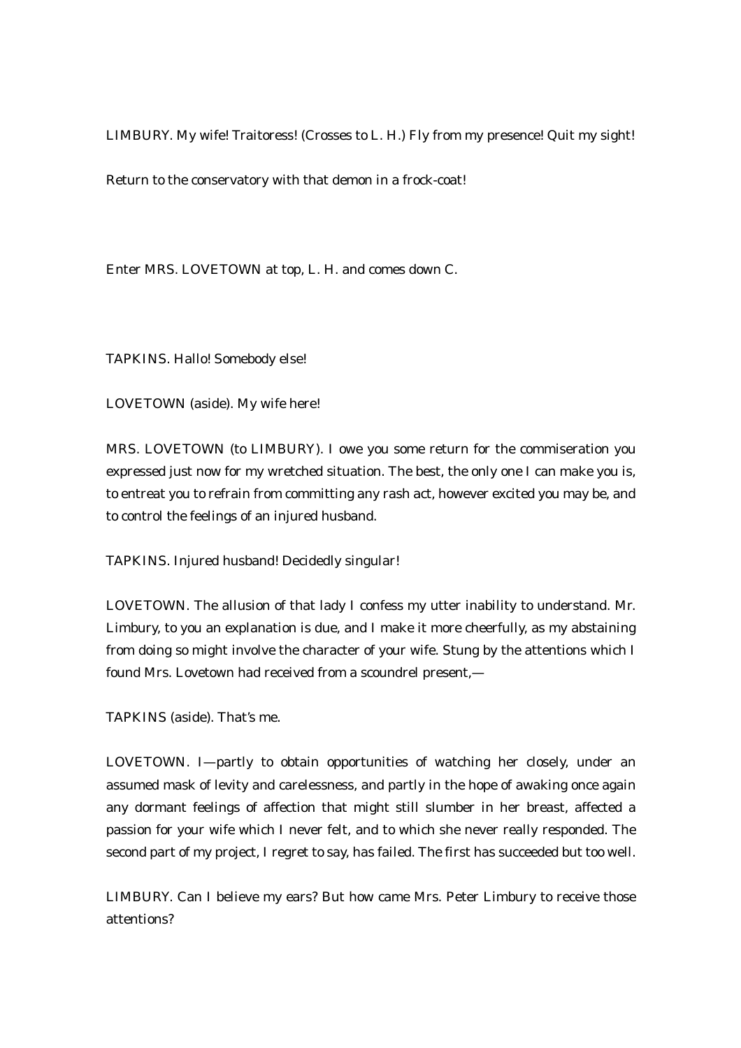LIMBURY. My wife! Traitoress! (Crosses to L. H.) Fly from my presence! Quit my sight! Return to the conservatory with that demon in a frock-coat!

Enter MRS. LOVETOWN at top, L. H. and comes down C.

TAPKINS. Hallo! Somebody else!

LOVETOWN (aside). My wife here!

MRS. LOVETOWN (to LIMBURY). I owe you some return for the commiseration you expressed just now for my wretched situation. The best, the only one I can make you is, to entreat you to refrain from committing any rash act, however excited you may be, and to control the feelings of an injured husband.

TAPKINS. Injured husband! Decidedly singular!

LOVETOWN. The allusion of that lady I confess my utter inability to understand. Mr. Limbury, to you an explanation is due, and I make it more cheerfully, as my abstaining from doing so might involve the character of your wife. Stung by the attentions which I found Mrs. Lovetown had received from a scoundrel present,—

TAPKINS (aside). That's me.

LOVETOWN. I—partly to obtain opportunities of watching her closely, under an assumed mask of levity and carelessness, and partly in the hope of awaking once again any dormant feelings of affection that might still slumber in her breast, affected a passion for your wife which I never felt, and to which she never really responded. The second part of my project, I regret to say, has failed. The first has succeeded but too well.

LIMBURY. Can I believe my ears? But how came Mrs. Peter Limbury to receive those attentions?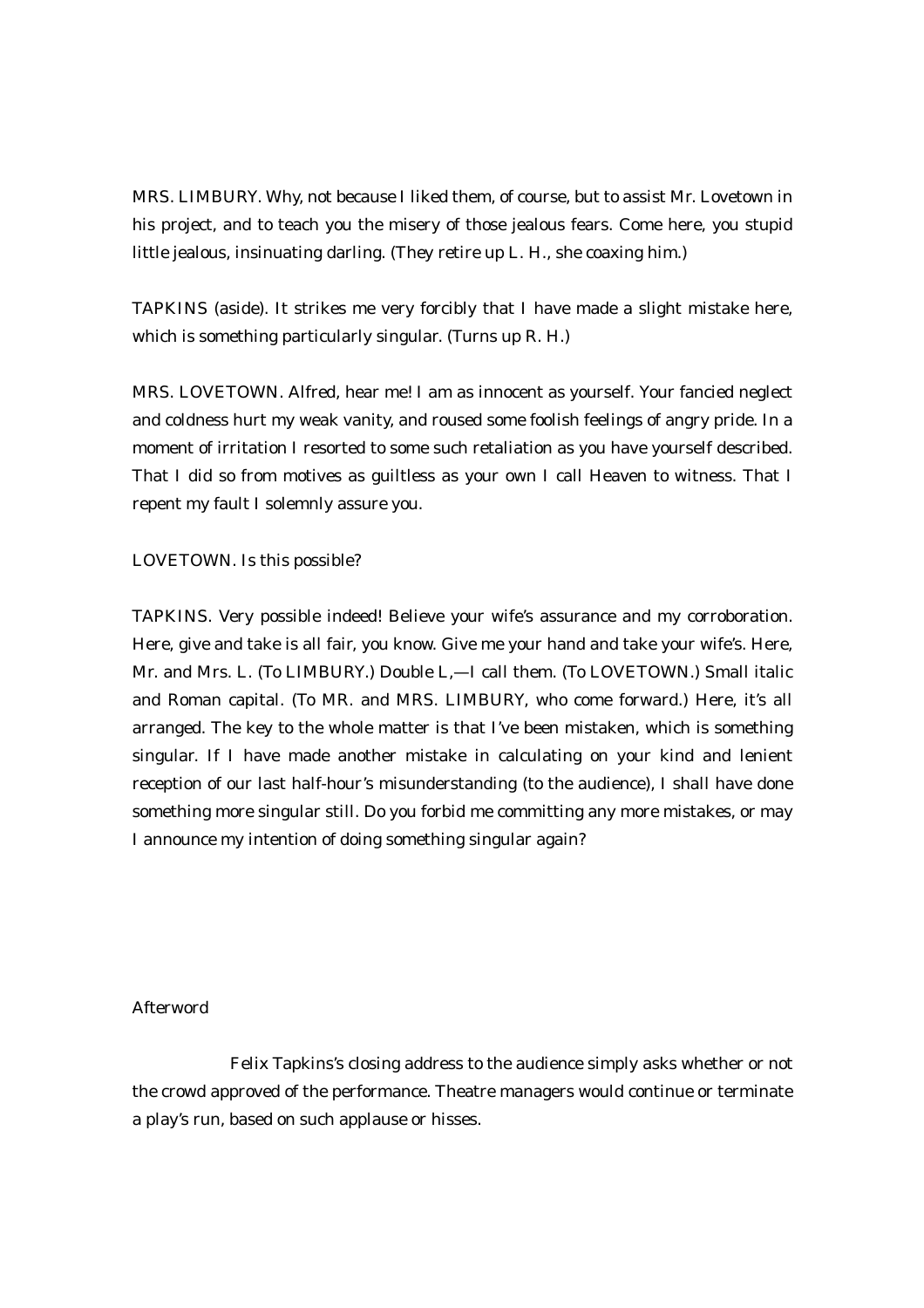MRS. LIMBURY. Why, not because I liked them, of course, but to assist Mr. Lovetown in his project, and to teach you the misery of those jealous fears. Come here, you stupid little jealous, insinuating darling. (They retire up L. H., she coaxing him.)

TAPKINS (aside). It strikes me very forcibly that I have made a slight mistake here, which is something particularly singular. (Turns up R. H.)

MRS. LOVETOWN. Alfred, hear me! I am as innocent as yourself. Your fancied neglect and coldness hurt my weak vanity, and roused some foolish feelings of angry pride. In a moment of irritation I resorted to some such retaliation as you have yourself described. That I did so from motives as guiltless as your own I call Heaven to witness. That I repent my fault I solemnly assure you.

LOVETOWN. Is this possible?

TAPKINS. Very possible indeed! Believe your wife's assurance and my corroboration. Here, give and take is all fair, you know. Give me your hand and take your wife's. Here, Mr. and Mrs. L. (To LIMBURY.) Double L,—I call them. (To LOVETOWN.) Small italic and Roman capital. (To MR. and MRS. LIMBURY, who come forward.) Here, it's all arranged. The key to the whole matter is that I've been mistaken, which is something singular. If I have made another mistake in calculating on your kind and lenient reception of our last half-hour's misunderstanding (to the audience), I shall have done something more singular still. Do you forbid me committing any more mistakes, or may I announce my intention of doing something singular again?

## Afterword

Felix Tapkins's closing address to the audience simply asks whether or not the crowd approved of the performance. Theatre managers would continue or terminate a play's run, based on such applause or hisses.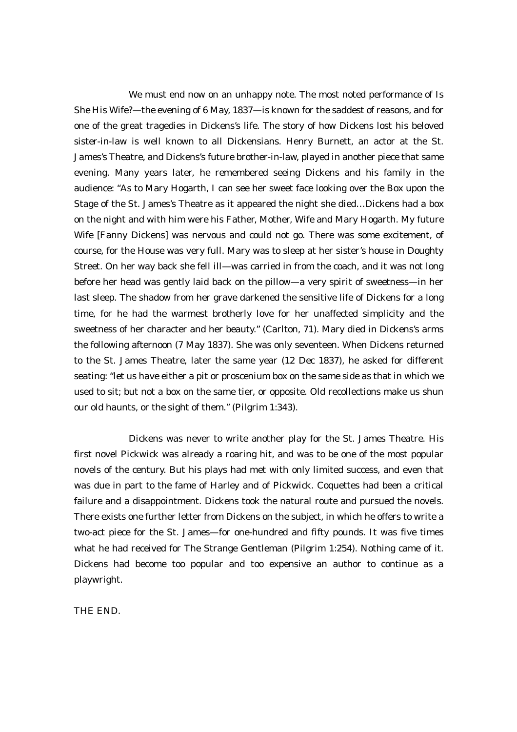We must end now on an unhappy note. The most noted performance of Is She His Wife?—the evening of 6 May, 1837—is known for the saddest of reasons, and for one of the great tragedies in Dickens's life. The story of how Dickens lost his beloved sister-in-law is well known to all Dickensians. Henry Burnett, an actor at the St. James's Theatre, and Dickens's future brother-in-law, played in another piece that same evening. Many years later, he remembered seeing Dickens and his family in the audience: "As to Mary Hogarth, I can see her sweet face looking over the Box upon the Stage of the St. James's Theatre as it appeared the night she died…Dickens had a box on the night and with him were his Father, Mother, Wife and Mary Hogarth. My future Wife [Fanny Dickens] was nervous and could not go. There was some excitement, of course, for the House was very full. Mary was to sleep at her sister's house in Doughty Street. On her way back she fell ill—was carried in from the coach, and it was not long before her head was gently laid back on the pillow—a very spirit of sweetness—in her last sleep. The shadow from her grave darkened the sensitive life of Dickens for a long time, for he had the warmest brotherly love for her unaffected simplicity and the sweetness of her character and her beauty." (Carlton, 71). Mary died in Dickens's arms the following afternoon (7 May 1837). She was only seventeen. When Dickens returned to the St. James Theatre, later the same year (12 Dec 1837), he asked for different seating: "let us have either a pit or proscenium box on the same side as that in which we used to sit; but not a box on the same tier, or opposite. Old recollections make us shun our old haunts, or the sight of them." (Pilgrim 1:343).

Dickens was never to write another play for the St. James Theatre. His first novel Pickwick was already a roaring hit, and was to be one of the most popular novels of the century. But his plays had met with only limited success, and even that was due in part to the fame of Harley and of Pickwick. Coquettes had been a critical failure and a disappointment. Dickens took the natural route and pursued the novels. There exists one further letter from Dickens on the subject, in which he offers to write a two-act piece for the St. James—for one-hundred and fifty pounds. It was five times what he had received for The Strange Gentleman (Pilgrim 1:254). Nothing came of it. Dickens had become too popular and too expensive an author to continue as a playwright.

THE END.